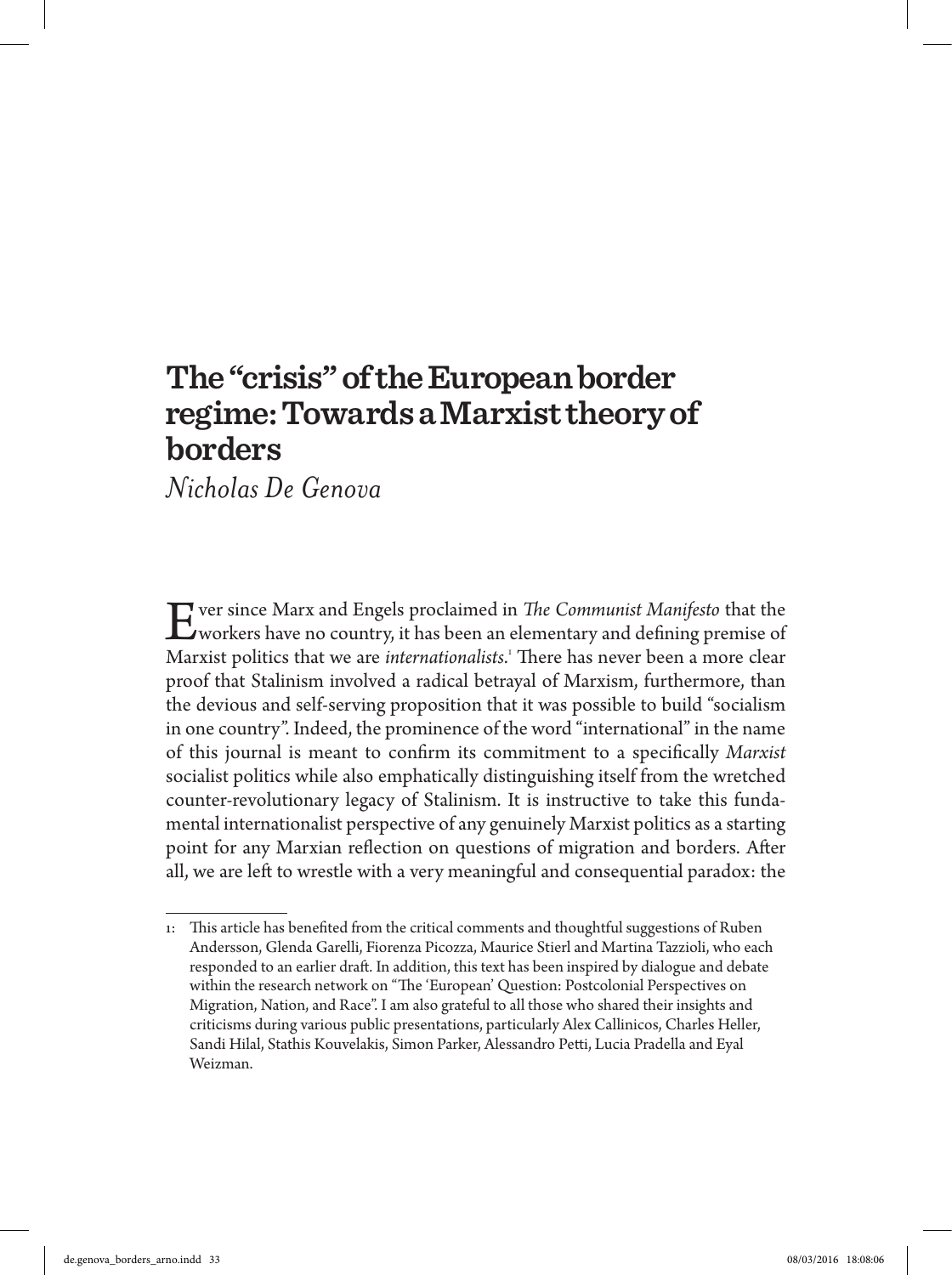# The "crisis" of the European border regime: Towards a Marxist theory of borders

*Nicholas De Genova*

Ever since Marx and Engels proclaimed in *The Communist Manifesto* that the workers have no country, it has been an elementary and defining premise of Marxist politics that we are *internationalists*.[1] There has never been a more clear proof that Stalinism involved a radical betrayal of Marxism, furthermore, than the devious and self-serving proposition that it was possible to build "socialism in one country". Indeed, the prominence of the word "international" in the name of this journal is meant to confirm its commitment to a specifically *Marxist* socialist politics while also emphatically distinguishing itself from the wretched counter-revolutionary legacy of Stalinism. It is instructive to take this fundamental internationalist perspective of any genuinely Marxist politics as a starting point for any Marxian reflection on questions of migration and borders. After all, we are left to wrestle with a very meaningful and consequential paradox: the

---

1: This article has benefited from the critical comments and thoughtful suggestions of Ruben Andersson, Glenda Garelli, Fiorenza Picozza, Maurice Stierl and Martina Tazzioli, who each responded to an earlier draft. In addition, this text has been inspired by dialogue and debate within the research network on "The 'European' Question: Postcolonial Perspectives on Migration, Nation, and Race". I am also grateful to all those who shared their insights and criticisms during various public presentations, particularly Alex Callinicos, Charles Heller, Sandi Hilal, Stathis Kouvelakis, Simon Parker, Alessandro Petti, Lucia Pradella and Eyal Weizman.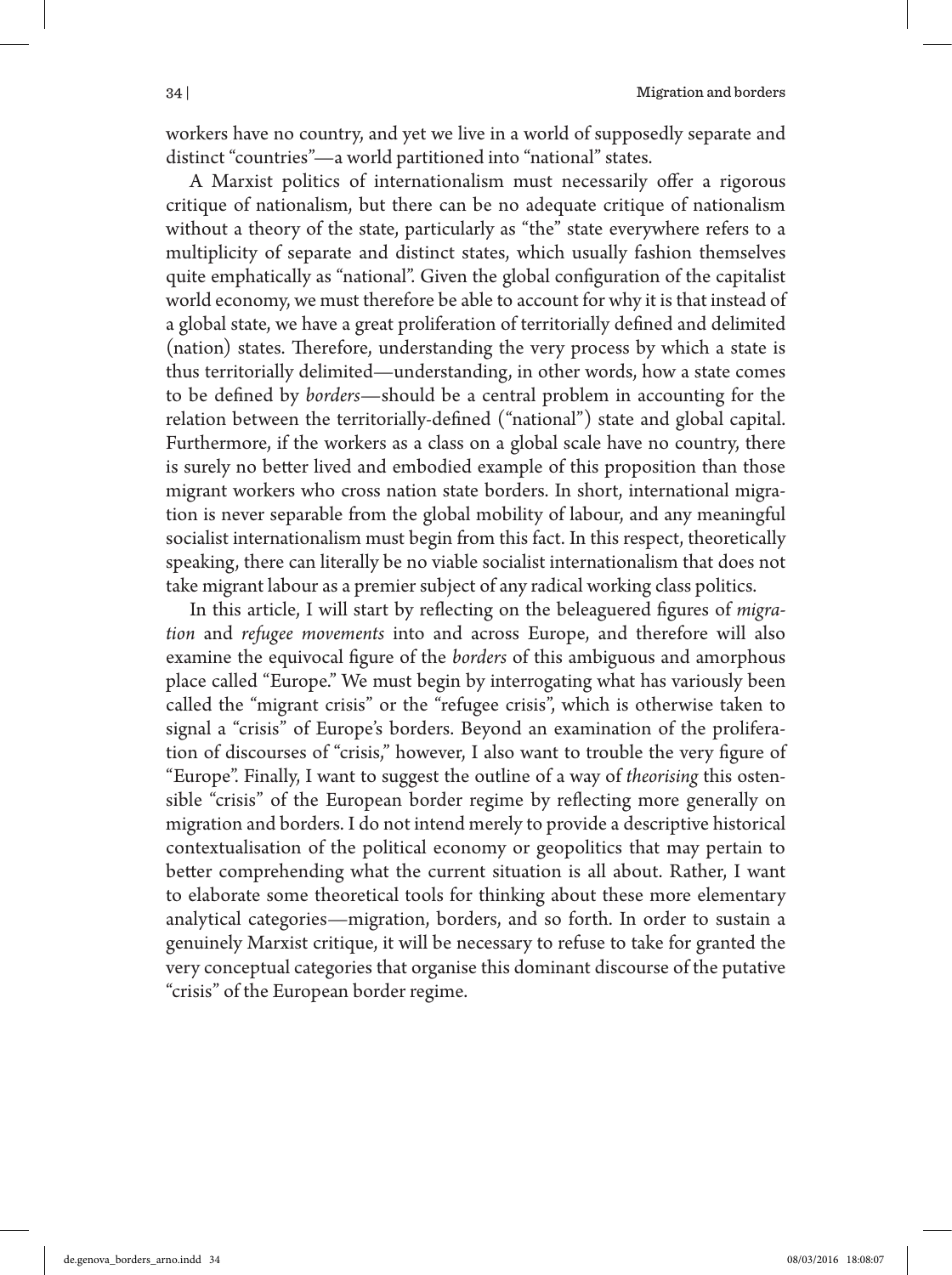workers have no country, and yet we live in a world of supposedly separate and distinct "countries"—a world partitioned into "national" states.

A Marxist politics of internationalism must necessarily offer a rigorous critique of nationalism, but there can be no adequate critique of nationalism without a theory of the state, particularly as "the" state everywhere refers to a multiplicity of separate and distinct states, which usually fashion themselves quite emphatically as "national". Given the global configuration of the capitalist world economy, we must therefore be able to account for why it is that instead of a global state, we have a great proliferation of territorially defined and delimited (nation) states. Therefore, understanding the very process by which a state is thus territorially delimited—understanding, in other words, how a state comes to be defined by *borders*—should be a central problem in accounting for the relation between the territorially-defined ("national") state and global capital. Furthermore, if the workers as a class on a global scale have no country, there is surely no better lived and embodied example of this proposition than those migrant workers who cross nation state borders. In short, international migration is never separable from the global mobility of labour, and any meaningful socialist internationalism must begin from this fact. In this respect, theoretically speaking, there can literally be no viable socialist internationalism that does not take migrant labour as a premier subject of any radical working class politics.

In this article, I will start by reflecting on the beleaguered figures of *migration* and *refugee movements* into and across Europe, and therefore will also examine the equivocal figure of the *borders* of this ambiguous and amorphous place called "Europe." We must begin by interrogating what has variously been called the "migrant crisis" or the "refugee crisis", which is otherwise taken to signal a "crisis" of Europe's borders. Beyond an examination of the proliferation of discourses of "crisis," however, I also want to trouble the very figure of "Europe". Finally, I want to suggest the outline of a way of *theorising* this ostensible "crisis" of the European border regime by reflecting more generally on migration and borders. I do not intend merely to provide a descriptive historical contextualisation of the political economy or geopolitics that may pertain to better comprehending what the current situation is all about. Rather, I want to elaborate some theoretical tools for thinking about these more elementary analytical categories—migration, borders, and so forth. In order to sustain a genuinely Marxist critique, it will be necessary to refuse to take for granted the very conceptual categories that organise this dominant discourse of the putative "crisis" of the European border regime.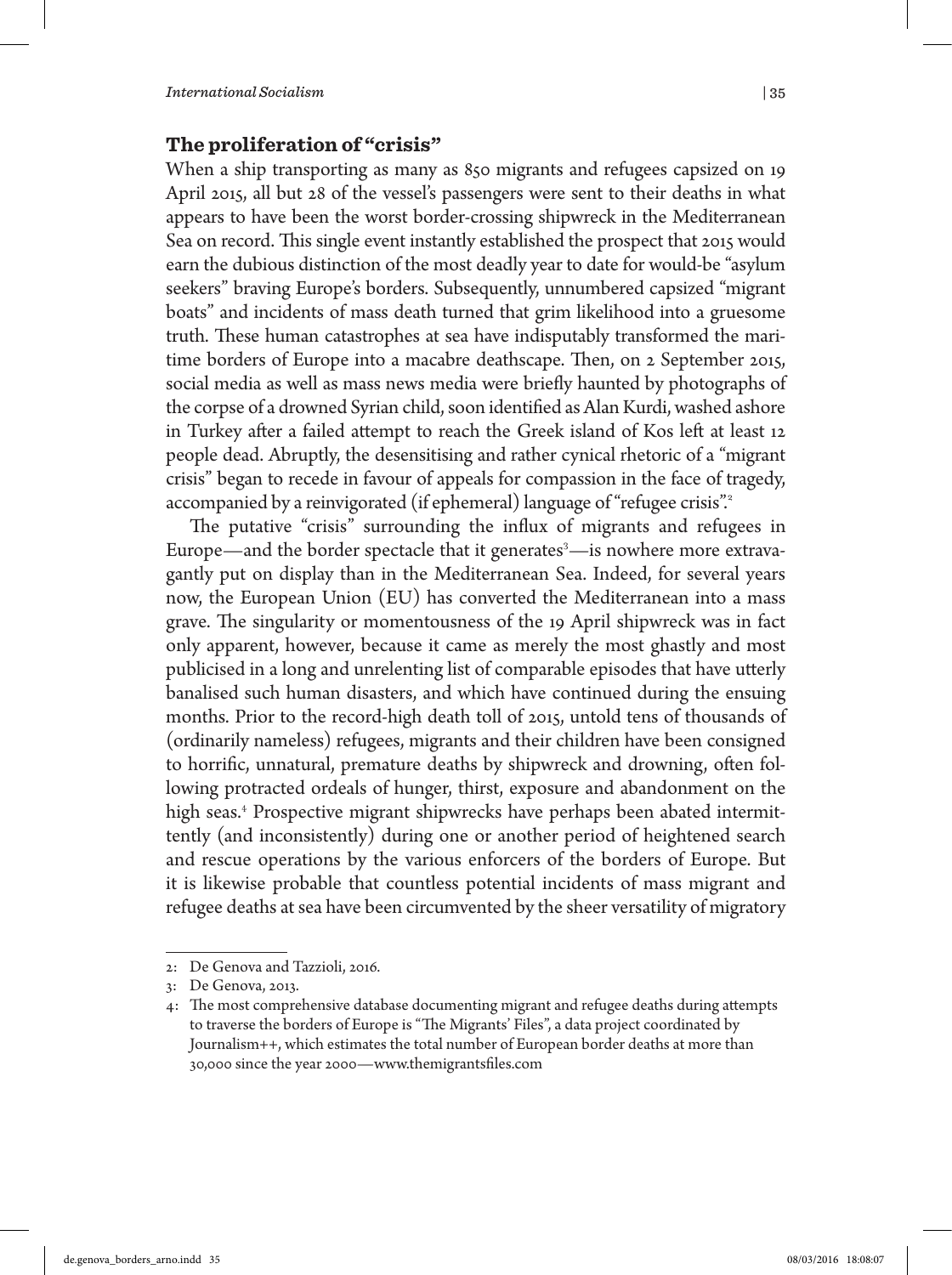## The proliferation of "crisis"

When a ship transporting as many as 850 migrants and refugees capsized on 19 April 2015, all but 28 of the vessel's passengers were sent to their deaths in what appears to have been the worst border-crossing shipwreck in the Mediterranean Sea on record. This single event instantly established the prospect that 2015 would earn the dubious distinction of the most deadly year to date for would-be "asylum seekers" braving Europe's borders. Subsequently, unnumbered capsized "migrant boats" and incidents of mass death turned that grim likelihood into a gruesome truth. These human catastrophes at sea have indisputably transformed the maritime borders of Europe into a macabre deathscape. Then, on 2 September 2015, social media as well as mass news media were briefly haunted by photographs of the corpse of a drowned Syrian child, soon identified as Alan Kurdi, washed ashore in Turkey after a failed attempt to reach the Greek island of Kos left at least 12 people dead. Abruptly, the desensitising and rather cynical rhetoric of a "migrant crisis" began to recede in favour of appeals for compassion in the face of tragedy, accompanied by a reinvigorated (if ephemeral) language of "refugee crisis".[2]

The putative "crisis" surrounding the influx of migrants and refugees in Europe—and the border spectacle that it generates[3]—is nowhere more extravagantly put on display than in the Mediterranean Sea. Indeed, for several years now, the European Union (EU) has converted the Mediterranean into a mass grave. The singularity or momentousness of the 19 April shipwreck was in fact only apparent, however, because it came as merely the most ghastly and most publicised in a long and unrelenting list of comparable episodes that have utterly banalised such human disasters, and which have continued during the ensuing months. Prior to the record-high death toll of 2015, untold tens of thousands of (ordinarily nameless) refugees, migrants and their children have been consigned to horrific, unnatural, premature deaths by shipwreck and drowning, often following protracted ordeals of hunger, thirst, exposure and abandonment on the high seas.[4] Prospective migrant shipwrecks have perhaps been abated intermittently (and inconsistently) during one or another period of heightened search and rescue operations by the various enforcers of the borders of Europe. But it is likewise probable that countless potential incidents of mass migrant and refugee deaths at sea have been circumvented by the sheer versatility of migratory

---

2: De Genova and Tazzioli, 2016.

3: De Genova, 2013.

4: The most comprehensive database documenting migrant and refugee deaths during attempts to traverse the borders of Europe is "The Migrants' Files", a data project coordinated by Journalism++, which estimates the total number of European border deaths at more than 30,000 since the year 2000—www.themigrantsfiles.com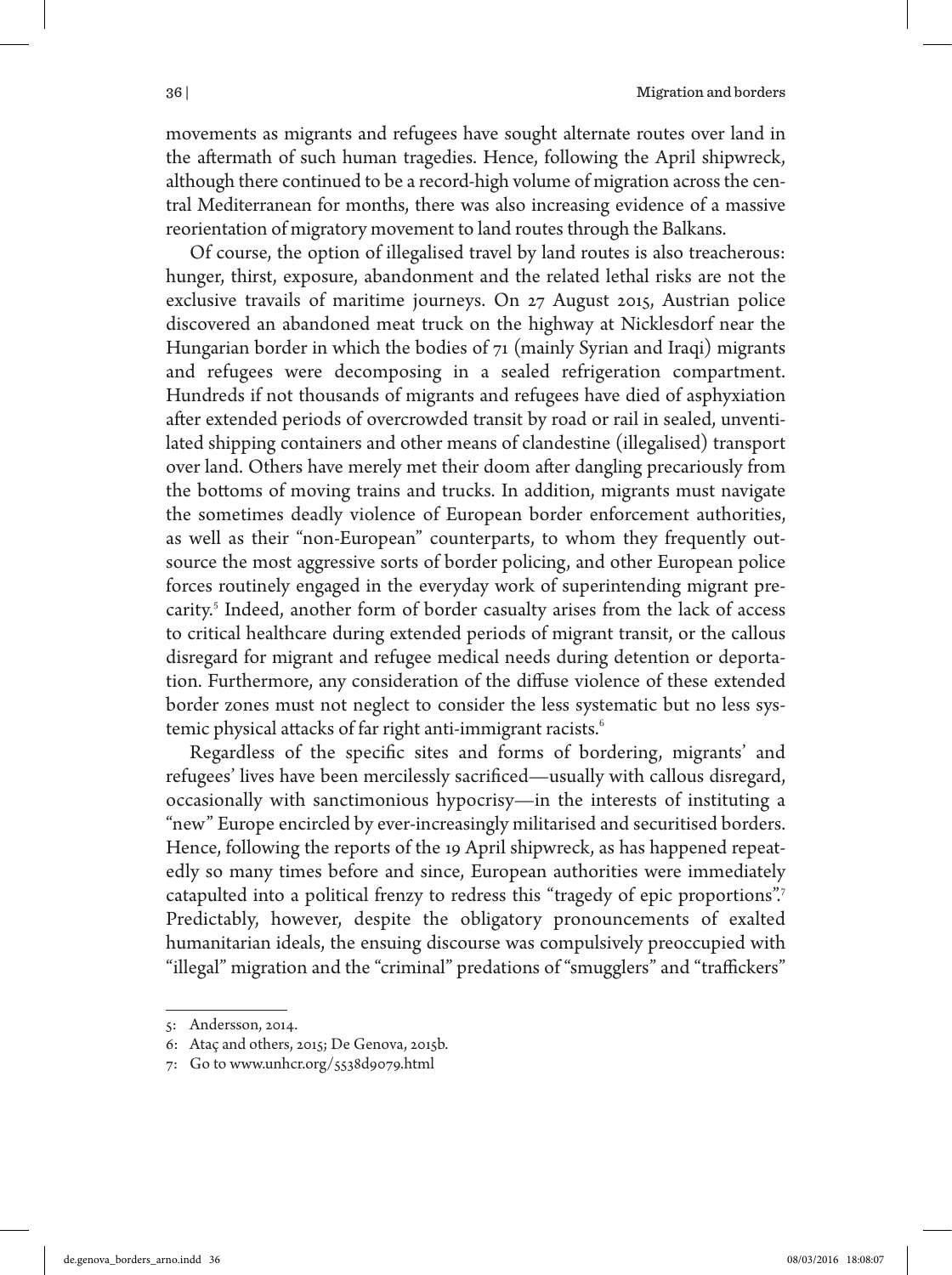movements as migrants and refugees have sought alternate routes over land in the aftermath of such human tragedies. Hence, following the April shipwreck, although there continued to be a record-high volume of migration across the central Mediterranean for months, there was also increasing evidence of a massive reorientation of migratory movement to land routes through the Balkans.

Of course, the option of illegalised travel by land routes is also treacherous: hunger, thirst, exposure, abandonment and the related lethal risks are not the exclusive travails of maritime journeys. On 27 August 2015, Austrian police discovered an abandoned meat truck on the highway at Nicklesdorf near the Hungarian border in which the bodies of 71 (mainly Syrian and Iraqi) migrants and refugees were decomposing in a sealed refrigeration compartment. Hundreds if not thousands of migrants and refugees have died of asphyxiation after extended periods of overcrowded transit by road or rail in sealed, unventilated shipping containers and other means of clandestine (illegalised) transport over land. Others have merely met their doom after dangling precariously from the bottoms of moving trains and trucks. In addition, migrants must navigate the sometimes deadly violence of European border enforcement authorities, as well as their "non-European" counterparts, to whom they frequently outsource the most aggressive sorts of border policing, and other European police forces routinely engaged in the everyday work of superintending migrant precarity.[5] Indeed, another form of border casualty arises from the lack of access to critical healthcare during extended periods of migrant transit, or the callous disregard for migrant and refugee medical needs during detention or deportation. Furthermore, any consideration of the diffuse violence of these extended border zones must not neglect to consider the less systematic but no less systemic physical attacks of far right anti-immigrant racists.[6]

Regardless of the specific sites and forms of bordering, migrants' and refugees' lives have been mercilessly sacrificed—usually with callous disregard, occasionally with sanctimonious hypocrisy—in the interests of instituting a "new" Europe encircled by ever-increasingly militarised and securitised borders. Hence, following the reports of the 19 April shipwreck, as has happened repeatedly so many times before and since, European authorities were immediately catapulted into a political frenzy to redress this "tragedy of epic proportions".[7] Predictably, however, despite the obligatory pronouncements of exalted humanitarian ideals, the ensuing discourse was compulsively preoccupied with "illegal" migration and the "criminal" predations of "smugglers" and "traffickers"

---

5: Andersson, 2014.

6: Ataç and others, 2015; De Genova, 2015b.

7: Go to www.unhcr.org/5538d9079.html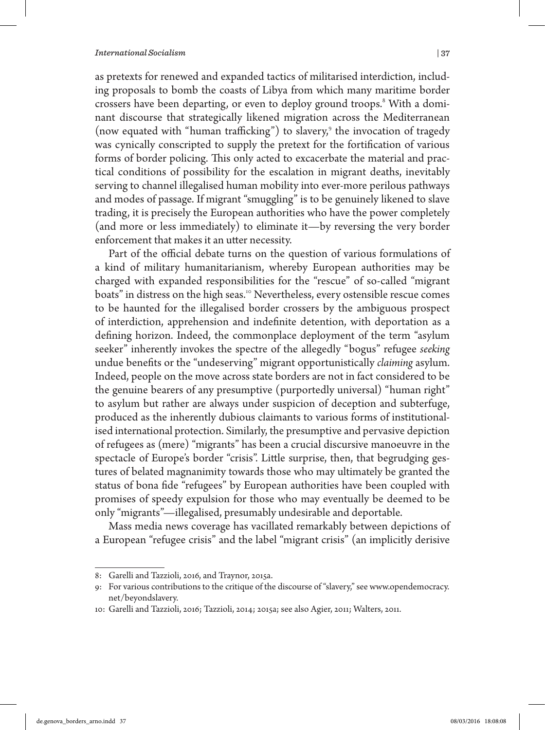as pretexts for renewed and expanded tactics of militarised interdiction, including proposals to bomb the coasts of Libya from which many maritime border crossers have been departing, or even to deploy ground troops.[8] With a dominant discourse that strategically likened migration across the Mediterranean (now equated with "human trafficking") to slavery,[9] the invocation of tragedy was cynically conscripted to supply the pretext for the fortification of various forms of border policing. This only acted to excacerbate the material and practical conditions of possibility for the escalation in migrant deaths, inevitably serving to channel illegalised human mobility into ever-more perilous pathways and modes of passage. If migrant "smuggling" is to be genuinely likened to slave trading, it is precisely the European authorities who have the power completely (and more or less immediately) to eliminate it—by reversing the very border enforcement that makes it an utter necessity.

Part of the official debate turns on the question of various formulations of a kind of military humanitarianism, whereby European authorities may be charged with expanded responsibilities for the "rescue" of so-called "migrant boats" in distress on the high seas.[10] Nevertheless, every ostensible rescue comes to be haunted for the illegalised border crossers by the ambiguous prospect of interdiction, apprehension and indefinite detention, with deportation as a defining horizon. Indeed, the commonplace deployment of the term "asylum seeker" inherently invokes the spectre of the allegedly "bogus" refugee *seeking* undue benefits or the "undeserving" migrant opportunistically *claiming* asylum. Indeed, people on the move across state borders are not in fact considered to be the genuine bearers of any presumptive (purportedly universal) "human right" to asylum but rather are always under suspicion of deception and subterfuge, produced as the inherently dubious claimants to various forms of institutionalised international protection. Similarly, the presumptive and pervasive depiction of refugees as (mere) "migrants" has been a crucial discursive manoeuvre in the spectacle of Europe's border "crisis". Little surprise, then, that begrudging gestures of belated magnanimity towards those who may ultimately be granted the status of bona fide "refugees" by European authorities have been coupled with promises of speedy expulsion for those who may eventually be deemed to be only "migrants"—illegalised, presumably undesirable and deportable.

Mass media news coverage has vacillated remarkably between depictions of a European "refugee crisis" and the label "migrant crisis" (an implicitly derisive

---

8: Garelli and Tazzioli, 2016, and Traynor, 2015a.

9: For various contributions to the critique of the discourse of "slavery," see www.opendemocracy.net/beyondslavery.

10: Garelli and Tazzioli, 2016; Tazzioli, 2014; 2015a; see also Agier, 2011; Walters, 2011.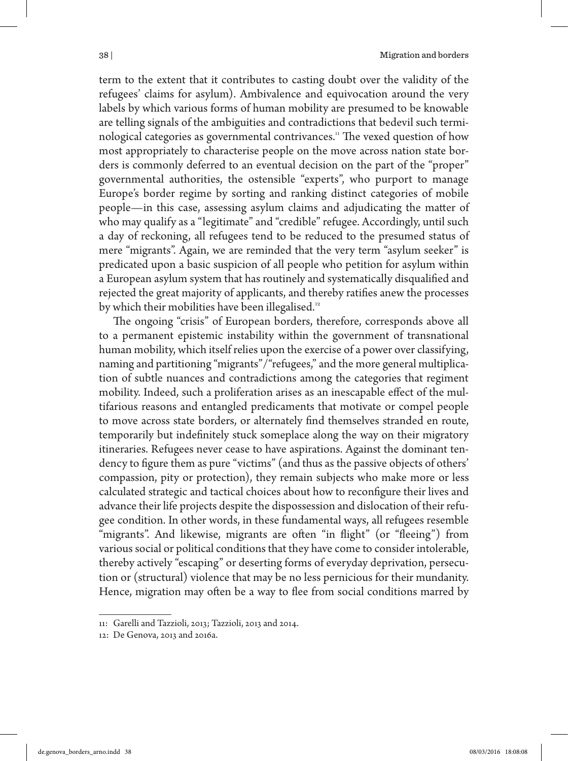term to the extent that it contributes to casting doubt over the validity of the refugees' claims for asylum). Ambivalence and equivocation around the very labels by which various forms of human mobility are presumed to be knowable are telling signals of the ambiguities and contradictions that bedevil such terminological categories as governmental contrivances.[11] The vexed question of how most appropriately to characterise people on the move across nation state borders is commonly deferred to an eventual decision on the part of the "proper" governmental authorities, the ostensible "experts", who purport to manage Europe's border regime by sorting and ranking distinct categories of mobile people—in this case, assessing asylum claims and adjudicating the matter of who may qualify as a "legitimate" and "credible" refugee. Accordingly, until such a day of reckoning, all refugees tend to be reduced to the presumed status of mere "migrants". Again, we are reminded that the very term "asylum seeker" is predicated upon a basic suspicion of all people who petition for asylum within a European asylum system that has routinely and systematically disqualified and rejected the great majority of applicants, and thereby ratifies anew the processes by which their mobilities have been illegalised.[12]

The ongoing "crisis" of European borders, therefore, corresponds above all to a permanent epistemic instability within the government of transnational human mobility, which itself relies upon the exercise of a power over classifying, naming and partitioning "migrants"/"refugees," and the more general multiplication of subtle nuances and contradictions among the categories that regiment mobility. Indeed, such a proliferation arises as an inescapable effect of the multifarious reasons and entangled predicaments that motivate or compel people to move across state borders, or alternately find themselves stranded en route, temporarily but indefinitely stuck someplace along the way on their migratory itineraries. Refugees never cease to have aspirations. Against the dominant tendency to figure them as pure "victims" (and thus as the passive objects of others' compassion, pity or protection), they remain subjects who make more or less calculated strategic and tactical choices about how to reconfigure their lives and advance their life projects despite the dispossession and dislocation of their refugee condition. In other words, in these fundamental ways, all refugees resemble "migrants". And likewise, migrants are often "in flight" (or "fleeing") from various social or political conditions that they have come to consider intolerable, thereby actively "escaping" or deserting forms of everyday deprivation, persecution or (structural) violence that may be no less pernicious for their mundanity. Hence, migration may often be a way to flee from social conditions marred by

11: Garelli and Tazzioli, 2013; Tazzioli, 2013 and 2014.

12: De Genova, 2013 and 2016a.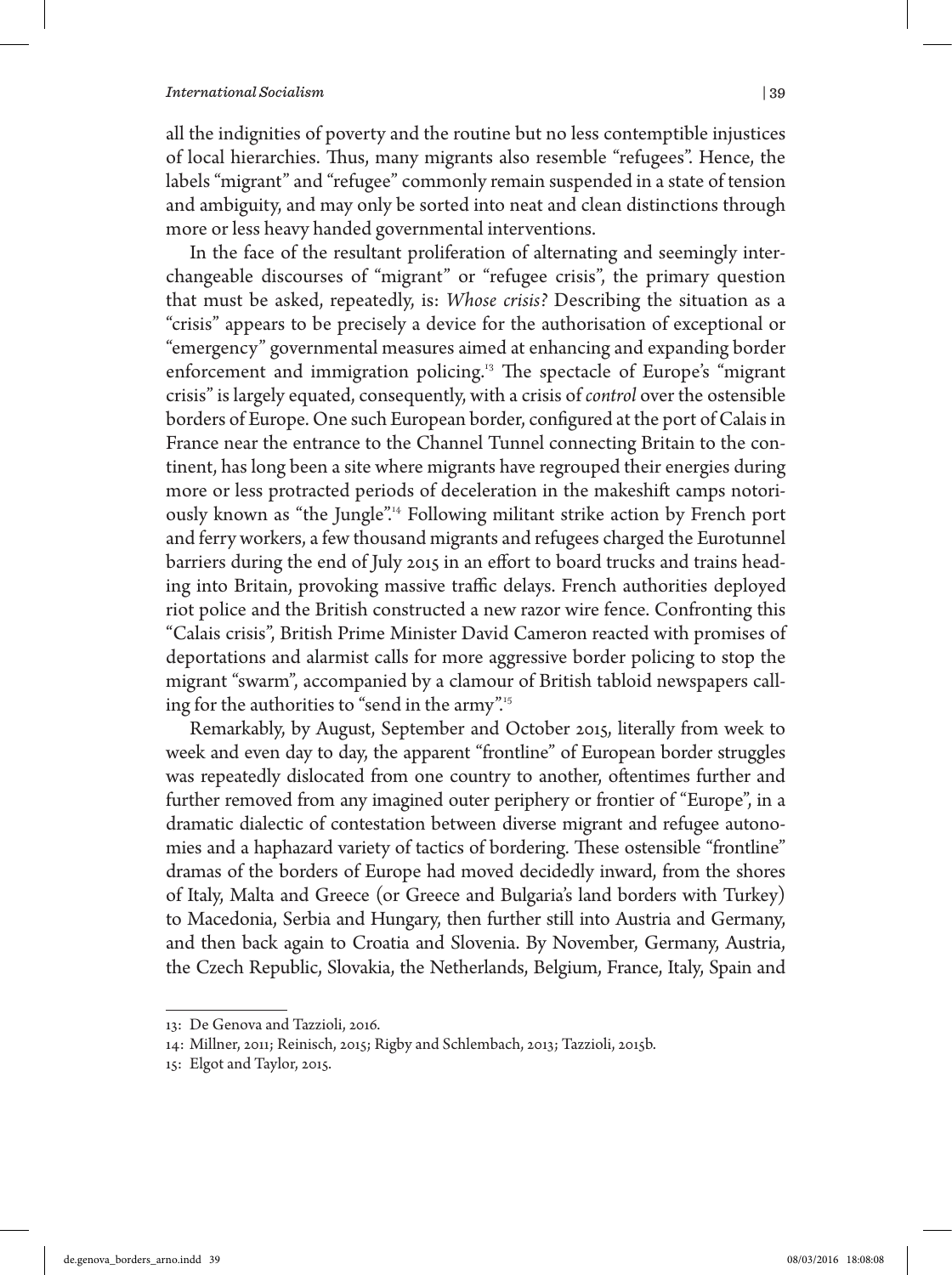all the indignities of poverty and the routine but no less contemptible injustices of local hierarchies. Thus, many migrants also resemble "refugees". Hence, the labels "migrant" and "refugee" commonly remain suspended in a state of tension and ambiguity, and may only be sorted into neat and clean distinctions through more or less heavy handed governmental interventions.

In the face of the resultant proliferation of alternating and seemingly interchangeable discourses of "migrant" or "refugee crisis", the primary question that must be asked, repeatedly, is: *Whose crisis?* Describing the situation as a "crisis" appears to be precisely a device for the authorisation of exceptional or "emergency" governmental measures aimed at enhancing and expanding border enforcement and immigration policing.[13] The spectacle of Europe's "migrant crisis" is largely equated, consequently, with a crisis of *control* over the ostensible borders of Europe. One such European border, configured at the port of Calais in France near the entrance to the Channel Tunnel connecting Britain to the continent, has long been a site where migrants have regrouped their energies during more or less protracted periods of deceleration in the makeshift camps notoriously known as "the Jungle".[14] Following militant strike action by French port and ferry workers, a few thousand migrants and refugees charged the Eurotunnel barriers during the end of July 2015 in an effort to board trucks and trains heading into Britain, provoking massive traffic delays. French authorities deployed riot police and the British constructed a new razor wire fence. Confronting this "Calais crisis", British Prime Minister David Cameron reacted with promises of deportations and alarmist calls for more aggressive border policing to stop the migrant "swarm", accompanied by a clamour of British tabloid newspapers calling for the authorities to "send in the army".[15]

Remarkably, by August, September and October 2015, literally from week to week and even day to day, the apparent "frontline" of European border struggles was repeatedly dislocated from one country to another, oftentimes further and further removed from any imagined outer periphery or frontier of "Europe", in a dramatic dialectic of contestation between diverse migrant and refugee autonomies and a haphazard variety of tactics of bordering. These ostensible "frontline" dramas of the borders of Europe had moved decidedly inward, from the shores of Italy, Malta and Greece (or Greece and Bulgaria's land borders with Turkey) to Macedonia, Serbia and Hungary, then further still into Austria and Germany, and then back again to Croatia and Slovenia. By November, Germany, Austria, the Czech Republic, Slovakia, the Netherlands, Belgium, France, Italy, Spain and

---

13: De Genova and Tazzioli, 2016.

14: Millner, 2011; Reinisch, 2015; Rigby and Schlembach, 2013; Tazzioli, 2015b.

15: Elgot and Taylor, 2015.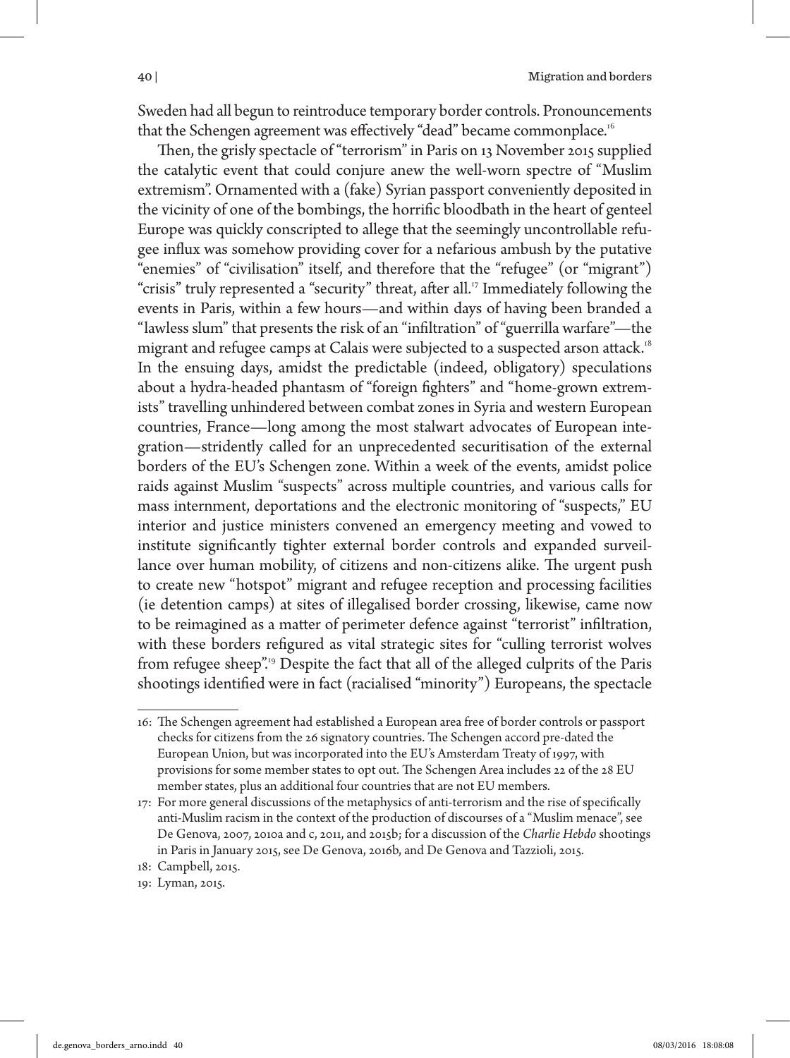Sweden had all begun to reintroduce temporary border controls. Pronouncements that the Schengen agreement was effectively "dead" became commonplace.[16]

Then, the grisly spectacle of "terrorism" in Paris on 13 November 2015 supplied the catalytic event that could conjure anew the well-worn spectre of "Muslim extremism". Ornamented with a (fake) Syrian passport conveniently deposited in the vicinity of one of the bombings, the horrific bloodbath in the heart of genteel Europe was quickly conscripted to allege that the seemingly uncontrollable refugee influx was somehow providing cover for a nefarious ambush by the putative "enemies" of "civilisation" itself, and therefore that the "refugee" (or "migrant") "crisis" truly represented a "security" threat, after all.[17] Immediately following the events in Paris, within a few hours—and within days of having been branded a "lawless slum" that presents the risk of an "infiltration" of "guerrilla warfare"—the migrant and refugee camps at Calais were subjected to a suspected arson attack.[18] In the ensuing days, amidst the predictable (indeed, obligatory) speculations about a hydra-headed phantasm of "foreign fighters" and "home-grown extremists" travelling unhindered between combat zones in Syria and western European countries, France—long among the most stalwart advocates of European integration—stridently called for an unprecedented securitisation of the external borders of the EU's Schengen zone. Within a week of the events, amidst police raids against Muslim "suspects" across multiple countries, and various calls for mass internment, deportations and the electronic monitoring of "suspects," EU interior and justice ministers convened an emergency meeting and vowed to institute significantly tighter external border controls and expanded surveillance over human mobility, of citizens and non-citizens alike. The urgent push to create new "hotspot" migrant and refugee reception and processing facilities (ie detention camps) at sites of illegalised border crossing, likewise, came now to be reimagined as a matter of perimeter defence against "terrorist" infiltration, with these borders refigured as vital strategic sites for "culling terrorist wolves from refugee sheep".[19] Despite the fact that all of the alleged culprits of the Paris shootings identified were in fact (racialised "minority") Europeans, the spectacle

---

16: The Schengen agreement had established a European area free of border controls or passport checks for citizens from the 26 signatory countries. The Schengen accord pre-dated the European Union, but was incorporated into the EU's Amsterdam Treaty of 1997, with provisions for some member states to opt out. The Schengen Area includes 22 of the 28 EU member states, plus an additional four countries that are not EU members.

17: For more general discussions of the metaphysics of anti-terrorism and the rise of specifically anti-Muslim racism in the context of the production of discourses of a "Muslim menace", see De Genova, 2007, 2010a and c, 2011, and 2015b; for a discussion of the *Charlie Hebdo* shootings in Paris in January 2015, see De Genova, 2016b, and De Genova and Tazzioli, 2015.

18: Campbell, 2015.

19: Lyman, 2015.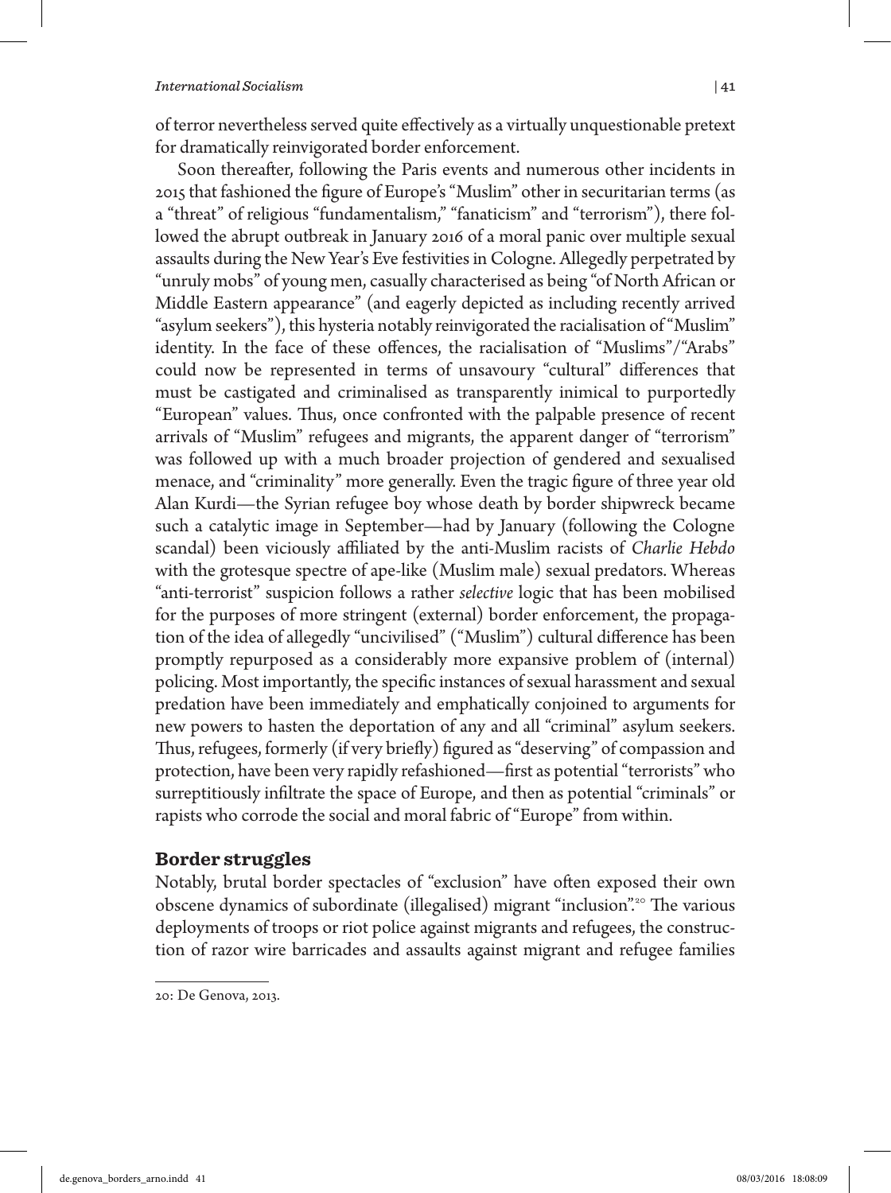of terror nevertheless served quite effectively as a virtually unquestionable pretext for dramatically reinvigorated border enforcement.

Soon thereafter, following the Paris events and numerous other incidents in 2015 that fashioned the figure of Europe's "Muslim" other in securitarian terms (as a "threat" of religious "fundamentalism," "fanaticism" and "terrorism"), there followed the abrupt outbreak in January 2016 of a moral panic over multiple sexual assaults during the New Year's Eve festivities in Cologne. Allegedly perpetrated by "unruly mobs" of young men, casually characterised as being "of North African or Middle Eastern appearance" (and eagerly depicted as including recently arrived "asylum seekers"), this hysteria notably reinvigorated the racialisation of "Muslim" identity. In the face of these offences, the racialisation of "Muslims"/"Arabs" could now be represented in terms of unsavoury "cultural" differences that must be castigated and criminalised as transparently inimical to purportedly "European" values. Thus, once confronted with the palpable presence of recent arrivals of "Muslim" refugees and migrants, the apparent danger of "terrorism" was followed up with a much broader projection of gendered and sexualised menace, and "criminality" more generally. Even the tragic figure of three year old Alan Kurdi—the Syrian refugee boy whose death by border shipwreck became such a catalytic image in September—had by January (following the Cologne scandal) been viciously affiliated by the anti-Muslim racists of *Charlie Hebdo* with the grotesque spectre of ape-like (Muslim male) sexual predators. Whereas "anti-terrorist" suspicion follows a rather *selective* logic that has been mobilised for the purposes of more stringent (external) border enforcement, the propagation of the idea of allegedly "uncivilised" ("Muslim") cultural difference has been promptly repurposed as a considerably more expansive problem of (internal) policing. Most importantly, the specific instances of sexual harassment and sexual predation have been immediately and emphatically conjoined to arguments for new powers to hasten the deportation of any and all "criminal" asylum seekers. Thus, refugees, formerly (if very briefly) figured as "deserving" of compassion and protection, have been very rapidly refashioned—first as potential "terrorists" who surreptitiously infiltrate the space of Europe, and then as potential "criminals" or rapists who corrode the social and moral fabric of "Europe" from within.

## Border struggles

Notably, brutal border spectacles of "exclusion" have often exposed their own obscene dynamics of subordinate (illegalised) migrant "inclusion".[20] The various deployments of troops or riot police against migrants and refugees, the construction of razor wire barricades and assaults against migrant and refugee families

20: De Genova, 2013.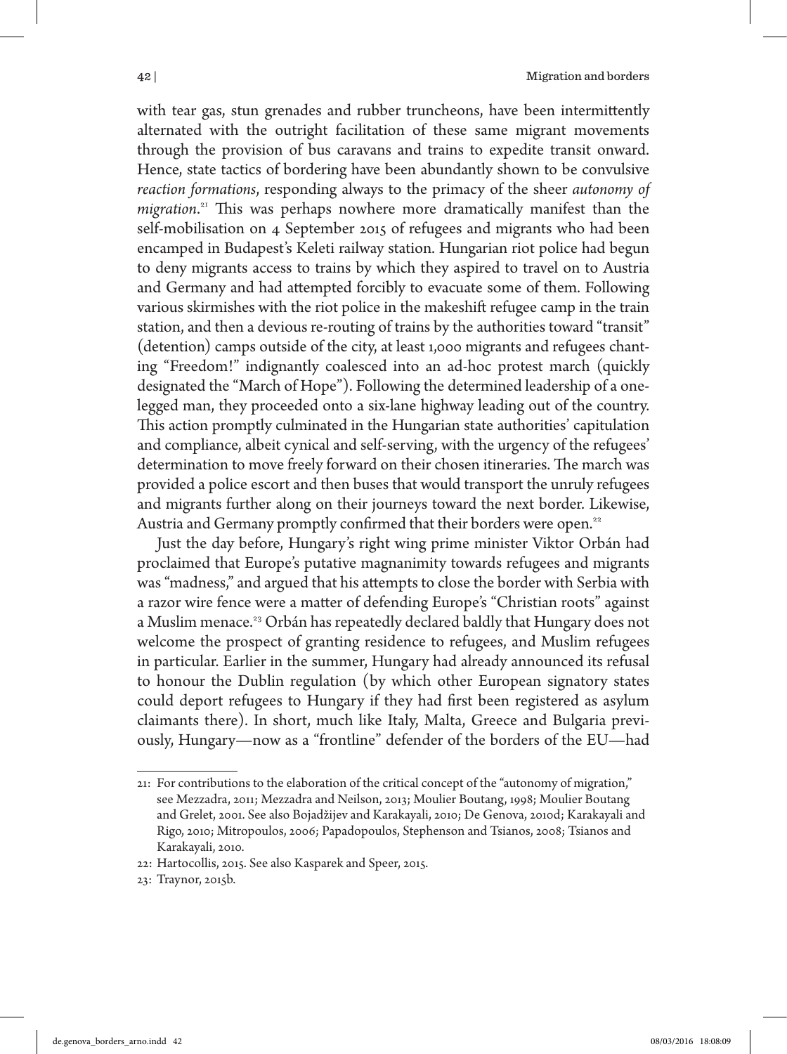with tear gas, stun grenades and rubber truncheons, have been intermittently alternated with the outright facilitation of these same migrant movements through the provision of bus caravans and trains to expedite transit onward. Hence, state tactics of bordering have been abundantly shown to be convulsive *reaction formations*, responding always to the primacy of the sheer *autonomy of migration*.[21] This was perhaps nowhere more dramatically manifest than the self-mobilisation on 4 September 2015 of refugees and migrants who had been encamped in Budapest's Keleti railway station. Hungarian riot police had begun to deny migrants access to trains by which they aspired to travel on to Austria and Germany and had attempted forcibly to evacuate some of them. Following various skirmishes with the riot police in the makeshift refugee camp in the train station, and then a devious re-routing of trains by the authorities toward "transit" (detention) camps outside of the city, at least 1,000 migrants and refugees chanting "Freedom!" indignantly coalesced into an ad-hoc protest march (quickly designated the "March of Hope"). Following the determined leadership of a one-legged man, they proceeded onto a six-lane highway leading out of the country. This action promptly culminated in the Hungarian state authorities' capitulation and compliance, albeit cynical and self-serving, with the urgency of the refugees' determination to move freely forward on their chosen itineraries. The march was provided a police escort and then buses that would transport the unruly refugees and migrants further along on their journeys toward the next border. Likewise, Austria and Germany promptly confirmed that their borders were open.[22]

Just the day before, Hungary's right wing prime minister Viktor Orbán had proclaimed that Europe's putative magnanimity towards refugees and migrants was "madness," and argued that his attempts to close the border with Serbia with a razor wire fence were a matter of defending Europe's "Christian roots" against a Muslim menace.[23] Orbán has repeatedly declared baldly that Hungary does not welcome the prospect of granting residence to refugees, and Muslim refugees in particular. Earlier in the summer, Hungary had already announced its refusal to honour the Dublin regulation (by which other European signatory states could deport refugees to Hungary if they had first been registered as asylum claimants there). In short, much like Italy, Malta, Greece and Bulgaria previously, Hungary—now as a "frontline" defender of the borders of the EU—had

---

21: For contributions to the elaboration of the critical concept of the "autonomy of migration," see Mezzadra, 2011; Mezzadra and Neilson, 2013; Moulier Boutang, 1998; Moulier Boutang and Grelet, 2001. See also Bojadžijev and Karakayali, 2010; De Genova, 2010d; Karakayali and Rigo, 2010; Mitropoulos, 2006; Papadopoulos, Stephenson and Tsianos, 2008; Tsianos and Karakayali, 2010.

22: Hartocollis, 2015. See also Kasparek and Speer, 2015.

23: Traynor, 2015b.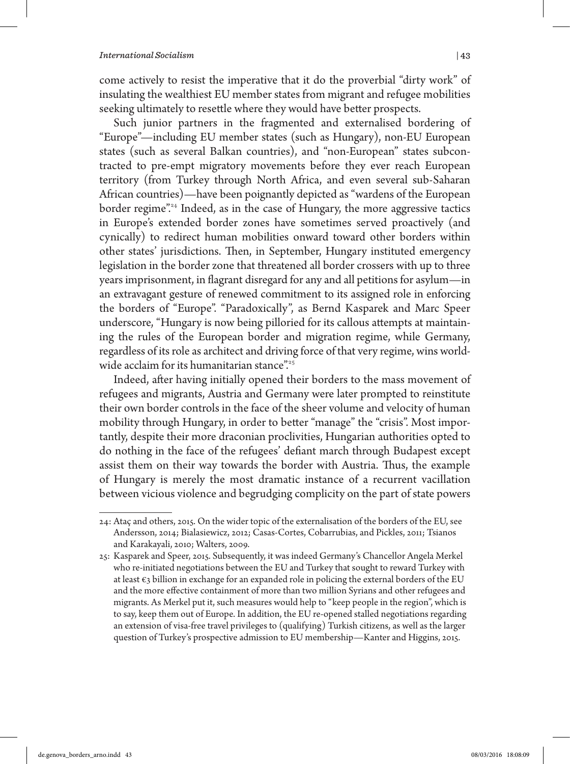come actively to resist the imperative that it do the proverbial "dirty work" of insulating the wealthiest EU member states from migrant and refugee mobilities seeking ultimately to resettle where they would have better prospects.

Such junior partners in the fragmented and externalised bordering of "Europe"—including EU member states (such as Hungary), non-EU European states (such as several Balkan countries), and "non-European" states subcontracted to pre-empt migratory movements before they ever reach European territory (from Turkey through North Africa, and even several sub-Saharan African countries)—have been poignantly depicted as "wardens of the European border regime".[24] Indeed, as in the case of Hungary, the more aggressive tactics in Europe's extended border zones have sometimes served proactively (and cynically) to redirect human mobilities onward toward other borders within other states' jurisdictions. Then, in September, Hungary instituted emergency legislation in the border zone that threatened all border crossers with up to three years imprisonment, in flagrant disregard for any and all petitions for asylum—in an extravagant gesture of renewed commitment to its assigned role in enforcing the borders of "Europe". "Paradoxically", as Bernd Kasparek and Marc Speer underscore, "Hungary is now being pilloried for its callous attempts at maintaining the rules of the European border and migration regime, while Germany, regardless of its role as architect and driving force of that very regime, wins worldwide acclaim for its humanitarian stance".[25]

Indeed, after having initially opened their borders to the mass movement of refugees and migrants, Austria and Germany were later prompted to reinstitute their own border controls in the face of the sheer volume and velocity of human mobility through Hungary, in order to better "manage" the "crisis". Most importantly, despite their more draconian proclivities, Hungarian authorities opted to do nothing in the face of the refugees' defiant march through Budapest except assist them on their way towards the border with Austria. Thus, the example of Hungary is merely the most dramatic instance of a recurrent vacillation between vicious violence and begrudging complicity on the part of state powers

---

24: Ataç and others, 2015. On the wider topic of the externalisation of the borders of the EU, see Andersson, 2014; Bialasiewicz, 2012; Casas-Cortes, Cobarrubias, and Pickles, 2011; Tsianos and Karakayali, 2010; Walters, 2009.

25: Kasparek and Speer, 2015. Subsequently, it was indeed Germany's Chancellor Angela Merkel who re-initiated negotiations between the EU and Turkey that sought to reward Turkey with at least €3 billion in exchange for an expanded role in policing the external borders of the EU and the more effective containment of more than two million Syrians and other refugees and migrants. As Merkel put it, such measures would help to "keep people in the region", which is to say, keep them out of Europe. In addition, the EU re-opened stalled negotiations regarding an extension of visa-free travel privileges to (qualifying) Turkish citizens, as well as the larger question of Turkey's prospective admission to EU membership—Kanter and Higgins, 2015.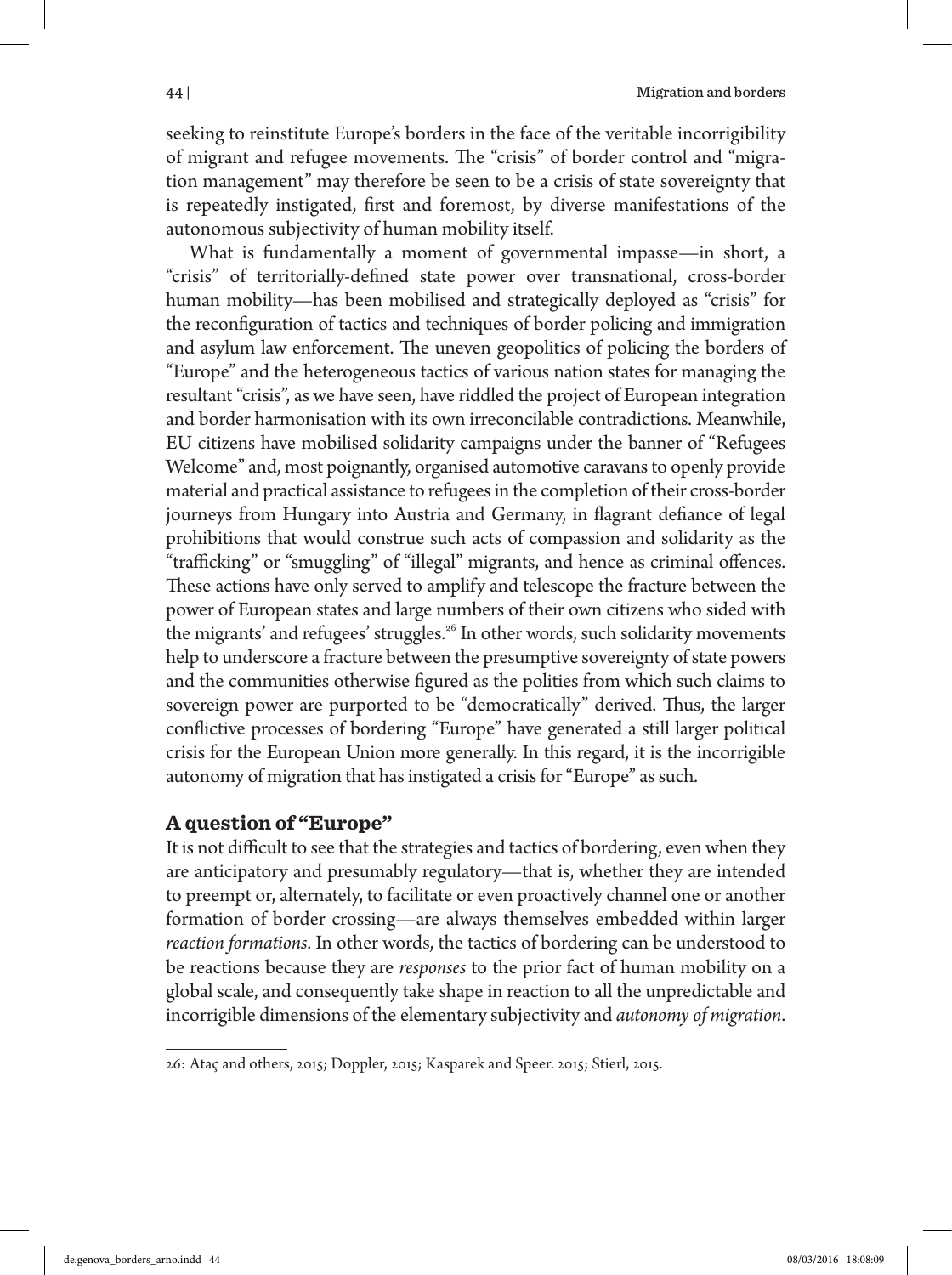seeking to reinstitute Europe's borders in the face of the veritable incorrigibility of migrant and refugee movements. The "crisis" of border control and "migration management" may therefore be seen to be a crisis of state sovereignty that is repeatedly instigated, first and foremost, by diverse manifestations of the autonomous subjectivity of human mobility itself.

What is fundamentally a moment of governmental impasse—in short, a "crisis" of territorially-defined state power over transnational, cross-border human mobility—has been mobilised and strategically deployed as "crisis" for the reconfiguration of tactics and techniques of border policing and immigration and asylum law enforcement. The uneven geopolitics of policing the borders of "Europe" and the heterogeneous tactics of various nation states for managing the resultant "crisis", as we have seen, have riddled the project of European integration and border harmonisation with its own irreconcilable contradictions. Meanwhile, EU citizens have mobilised solidarity campaigns under the banner of "Refugees Welcome" and, most poignantly, organised automotive caravans to openly provide material and practical assistance to refugees in the completion of their cross-border journeys from Hungary into Austria and Germany, in flagrant defiance of legal prohibitions that would construe such acts of compassion and solidarity as the "trafficking" or "smuggling" of "illegal" migrants, and hence as criminal offences. These actions have only served to amplify and telescope the fracture between the power of European states and large numbers of their own citizens who sided with the migrants' and refugees' struggles.[26] In other words, such solidarity movements help to underscore a fracture between the presumptive sovereignty of state powers and the communities otherwise figured as the polities from which such claims to sovereign power are purported to be "democratically" derived. Thus, the larger conflictive processes of bordering "Europe" have generated a still larger political crisis for the European Union more generally. In this regard, it is the incorrigible autonomy of migration that has instigated a crisis for "Europe" as such.

## A question of "Europe"

It is not difficult to see that the strategies and tactics of bordering, even when they are anticipatory and presumably regulatory—that is, whether they are intended to preempt or, alternately, to facilitate or even proactively channel one or another formation of border crossing—are always themselves embedded within larger *reaction formations*. In other words, the tactics of bordering can be understood to be reactions because they are *responses* to the prior fact of human mobility on a global scale, and consequently take shape in reaction to all the unpredictable and incorrigible dimensions of the elementary subjectivity and *autonomy of migration*.

---

26: Ataç and others, 2015; Doppler, 2015; Kasparek and Speer. 2015; Stierl, 2015.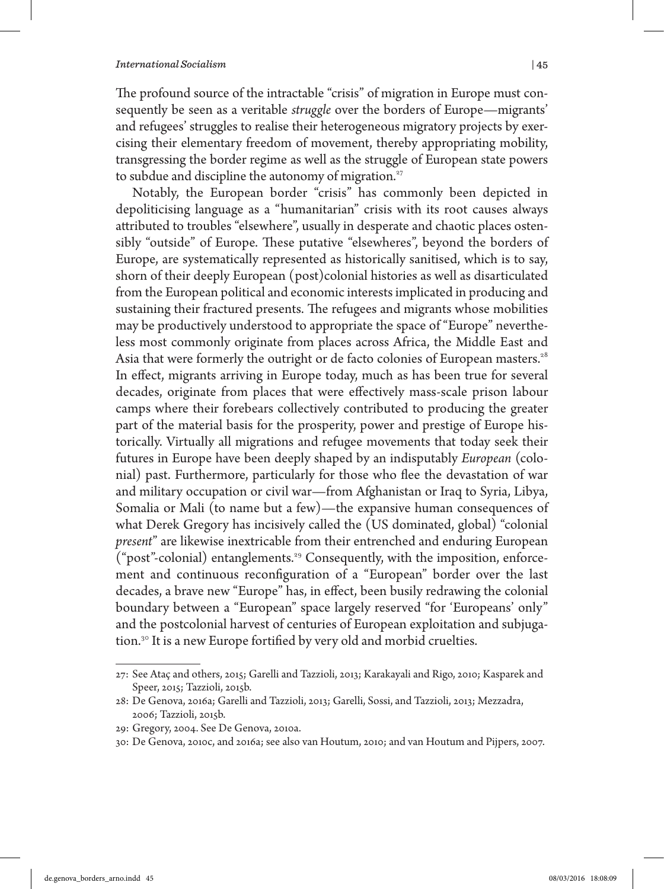The profound source of the intractable "crisis" of migration in Europe must consequently be seen as a veritable *struggle* over the borders of Europe—migrants' and refugees' struggles to realise their heterogeneous migratory projects by exercising their elementary freedom of movement, thereby appropriating mobility, transgressing the border regime as well as the struggle of European state powers to subdue and discipline the autonomy of migration.[27]

Notably, the European border "crisis" has commonly been depicted in depoliticising language as a "humanitarian" crisis with its root causes always attributed to troubles "elsewhere", usually in desperate and chaotic places ostensibly "outside" of Europe. These putative "elsewheres", beyond the borders of Europe, are systematically represented as historically sanitised, which is to say, shorn of their deeply European (post)colonial histories as well as disarticulated from the European political and economic interests implicated in producing and sustaining their fractured presents. The refugees and migrants whose mobilities may be productively understood to appropriate the space of "Europe" nevertheless most commonly originate from places across Africa, the Middle East and Asia that were formerly the outright or de facto colonies of European masters.[28] In effect, migrants arriving in Europe today, much as has been true for several decades, originate from places that were effectively mass-scale prison labour camps where their forebears collectively contributed to producing the greater part of the material basis for the prosperity, power and prestige of Europe historically. Virtually all migrations and refugee movements that today seek their futures in Europe have been deeply shaped by an indisputably *European* (colonial) past. Furthermore, particularly for those who flee the devastation of war and military occupation or civil war—from Afghanistan or Iraq to Syria, Libya, Somalia or Mali (to name but a few)—the expansive human consequences of what Derek Gregory has incisively called the (US dominated, global) "colonial *present*" are likewise inextricable from their entrenched and enduring European ("post"-colonial) entanglements.[29] Consequently, with the imposition, enforcement and continuous reconfiguration of a "European" border over the last decades, a brave new "Europe" has, in effect, been busily redrawing the colonial boundary between a "European" space largely reserved "for 'Europeans' only" and the postcolonial harvest of centuries of European exploitation and subjugation.[30] It is a new Europe fortified by very old and morbid cruelties.

---

27: See Ataç and others, 2015; Garelli and Tazzioli, 2013; Karakayali and Rigo, 2010; Kasparek and Speer, 2015; Tazzioli, 2015b.

28: De Genova, 2016a; Garelli and Tazzioli, 2013; Garelli, Sossi, and Tazzioli, 2013; Mezzadra, 2006; Tazzioli, 2015b.

29: Gregory, 2004. See De Genova, 2010a.

30: De Genova, 2010c, and 2016a; see also van Houtum, 2010; and van Houtum and Pijpers, 2007.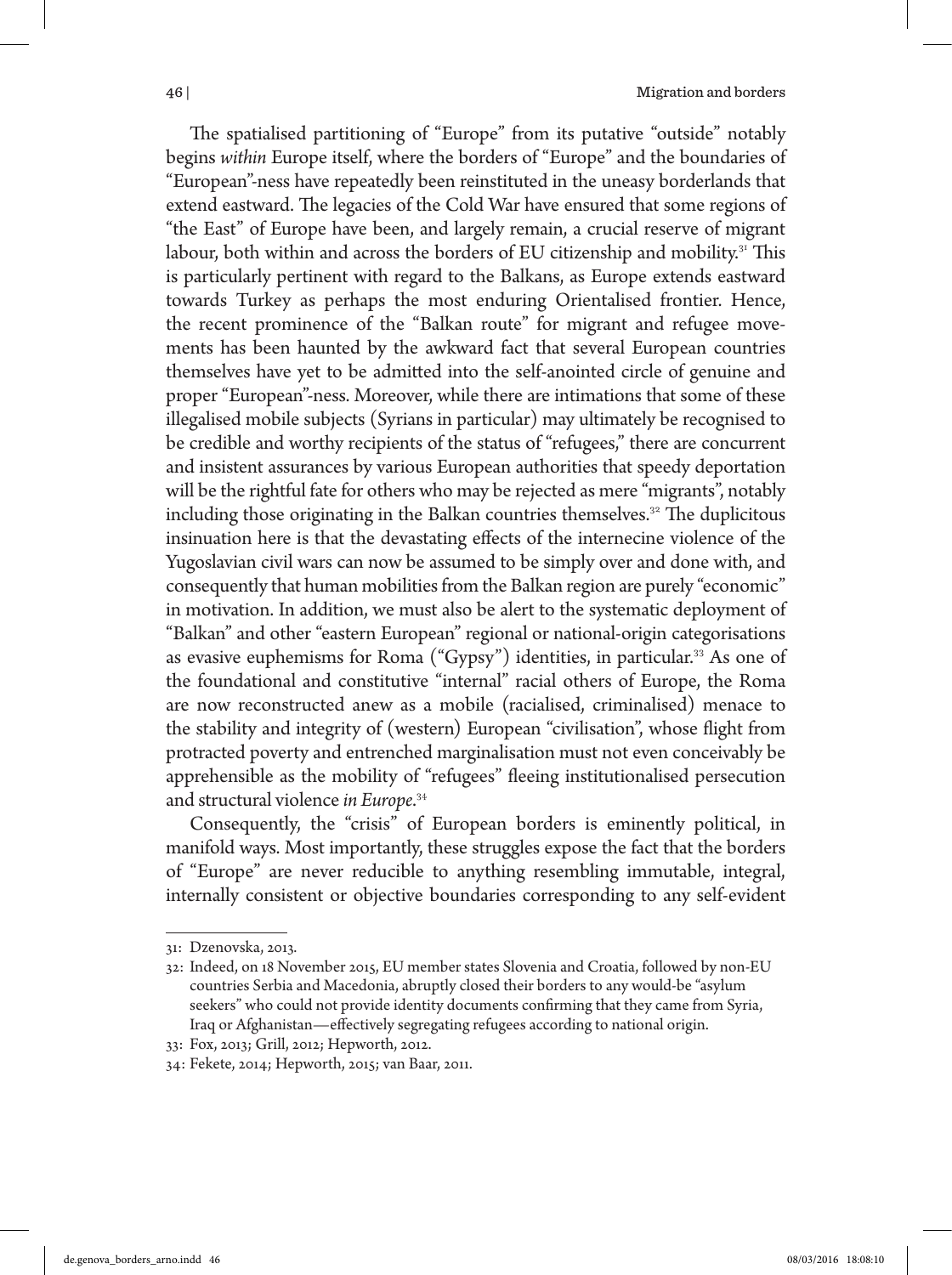The spatialised partitioning of "Europe" from its putative "outside" notably begins *within* Europe itself, where the borders of "Europe" and the boundaries of "European"-ness have repeatedly been reinstituted in the uneasy borderlands that extend eastward. The legacies of the Cold War have ensured that some regions of "the East" of Europe have been, and largely remain, a crucial reserve of migrant labour, both within and across the borders of EU citizenship and mobility.[31] This is particularly pertinent with regard to the Balkans, as Europe extends eastward towards Turkey as perhaps the most enduring Orientalised frontier. Hence, the recent prominence of the "Balkan route" for migrant and refugee movements has been haunted by the awkward fact that several European countries themselves have yet to be admitted into the self-anointed circle of genuine and proper "European"-ness. Moreover, while there are intimations that some of these illegalised mobile subjects (Syrians in particular) may ultimately be recognised to be credible and worthy recipients of the status of "refugees," there are concurrent and insistent assurances by various European authorities that speedy deportation will be the rightful fate for others who may be rejected as mere "migrants", notably including those originating in the Balkan countries themselves.[32] The duplicitous insinuation here is that the devastating effects of the internecine violence of the Yugoslavian civil wars can now be assumed to be simply over and done with, and consequently that human mobilities from the Balkan region are purely "economic" in motivation. In addition, we must also be alert to the systematic deployment of "Balkan" and other "eastern European" regional or national-origin categorisations as evasive euphemisms for Roma ("Gypsy") identities, in particular.[33] As one of the foundational and constitutive "internal" racial others of Europe, the Roma are now reconstructed anew as a mobile (racialised, criminalised) menace to the stability and integrity of (western) European "civilisation", whose flight from protracted poverty and entrenched marginalisation must not even conceivably be apprehensible as the mobility of "refugees" fleeing institutionalised persecution and structural violence *in Europe*.[34]

Consequently, the "crisis" of European borders is eminently political, in manifold ways. Most importantly, these struggles expose the fact that the borders of "Europe" are never reducible to anything resembling immutable, integral, internally consistent or objective boundaries corresponding to any self-evident

---

31: Dzenovska, 2013.

32: Indeed, on 18 November 2015, EU member states Slovenia and Croatia, followed by non-EU countries Serbia and Macedonia, abruptly closed their borders to any would-be "asylum seekers" who could not provide identity documents confirming that they came from Syria, Iraq or Afghanistan—effectively segregating refugees according to national origin.

33: Fox, 2013; Grill, 2012; Hepworth, 2012.

34: Fekete, 2014; Hepworth, 2015; van Baar, 2011.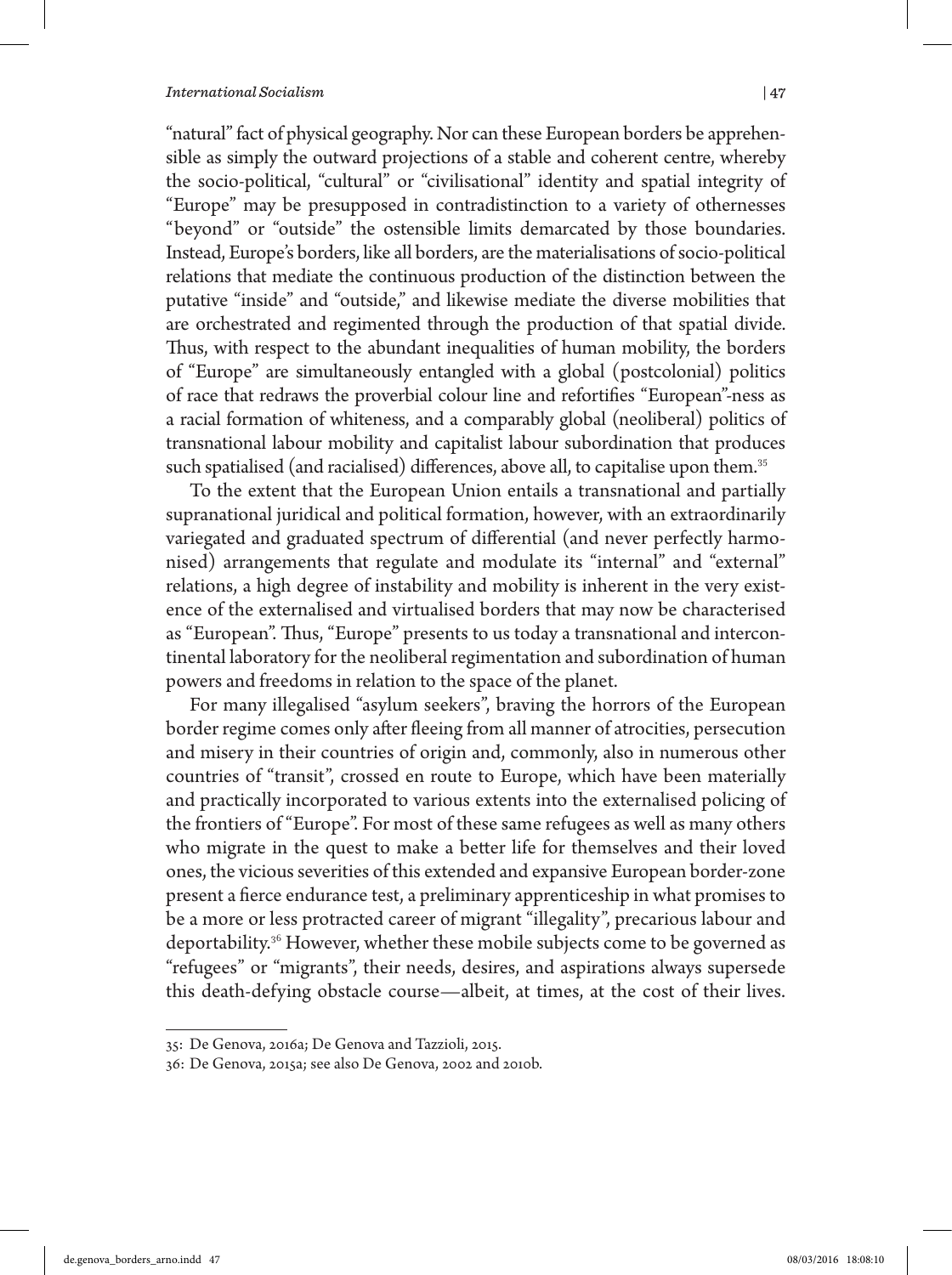"natural" fact of physical geography. Nor can these European borders be apprehensible as simply the outward projections of a stable and coherent centre, whereby the socio-political, "cultural" or "civilisational" identity and spatial integrity of "Europe" may be presupposed in contradistinction to a variety of othernesses "beyond" or "outside" the ostensible limits demarcated by those boundaries. Instead, Europe's borders, like all borders, are the materialisations of socio-political relations that mediate the continuous production of the distinction between the putative "inside" and "outside," and likewise mediate the diverse mobilities that are orchestrated and regimented through the production of that spatial divide. Thus, with respect to the abundant inequalities of human mobility, the borders of "Europe" are simultaneously entangled with a global (postcolonial) politics of race that redraws the proverbial colour line and refortifies "European"-ness as a racial formation of whiteness, and a comparably global (neoliberal) politics of transnational labour mobility and capitalist labour subordination that produces such spatialised (and racialised) differences, above all, to capitalise upon them.[35]

To the extent that the European Union entails a transnational and partially supranational juridical and political formation, however, with an extraordinarily variegated and graduated spectrum of differential (and never perfectly harmonised) arrangements that regulate and modulate its "internal" and "external" relations, a high degree of instability and mobility is inherent in the very existence of the externalised and virtualised borders that may now be characterised as "European". Thus, "Europe" presents to us today a transnational and intercontinental laboratory for the neoliberal regimentation and subordination of human powers and freedoms in relation to the space of the planet.

For many illegalised "asylum seekers", braving the horrors of the European border regime comes only after fleeing from all manner of atrocities, persecution and misery in their countries of origin and, commonly, also in numerous other countries of "transit", crossed en route to Europe, which have been materially and practically incorporated to various extents into the externalised policing of the frontiers of "Europe". For most of these same refugees as well as many others who migrate in the quest to make a better life for themselves and their loved ones, the vicious severities of this extended and expansive European border-zone present a fierce endurance test, a preliminary apprenticeship in what promises to be a more or less protracted career of migrant "illegality", precarious labour and deportability.[36] However, whether these mobile subjects come to be governed as "refugees" or "migrants", their needs, desires, and aspirations always supersede this death-defying obstacle course—albeit, at times, at the cost of their lives.

---

35: De Genova, 2016a; De Genova and Tazzioli, 2015.

36: De Genova, 2015a; see also De Genova, 2002 and 2010b.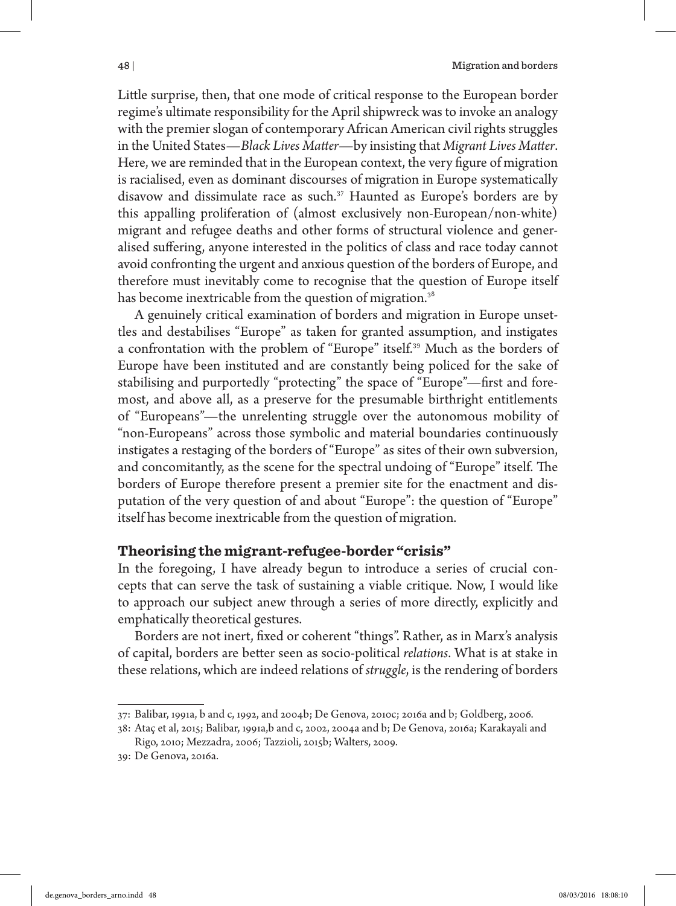Little surprise, then, that one mode of critical response to the European border regime's ultimate responsibility for the April shipwreck was to invoke an analogy with the premier slogan of contemporary African American civil rights struggles in the United States—*Black Lives Matter*—by insisting that *Migrant Lives Matter*. Here, we are reminded that in the European context, the very figure of migration is racialised, even as dominant discourses of migration in Europe systematically disavow and dissimulate race as such.[37] Haunted as Europe's borders are by this appalling proliferation of (almost exclusively non-European/non-white) migrant and refugee deaths and other forms of structural violence and generalised suffering, anyone interested in the politics of class and race today cannot avoid confronting the urgent and anxious question of the borders of Europe, and therefore must inevitably come to recognise that the question of Europe itself has become inextricable from the question of migration.[38]

A genuinely critical examination of borders and migration in Europe unsettles and destabilises "Europe" as taken for granted assumption, and instigates a confrontation with the problem of "Europe" itself.[39] Much as the borders of Europe have been instituted and are constantly being policed for the sake of stabilising and purportedly "protecting" the space of "Europe"—first and foremost, and above all, as a preserve for the presumable birthright entitlements of "Europeans"—the unrelenting struggle over the autonomous mobility of "non-Europeans" across those symbolic and material boundaries continuously instigates a restaging of the borders of "Europe" as sites of their own subversion, and concomitantly, as the scene for the spectral undoing of "Europe" itself. The borders of Europe therefore present a premier site for the enactment and disputation of the very question of and about "Europe": the question of "Europe" itself has become inextricable from the question of migration.

## Theorising the migrant-refugee-border "crisis"

In the foregoing, I have already begun to introduce a series of crucial concepts that can serve the task of sustaining a viable critique. Now, I would like to approach our subject anew through a series of more directly, explicitly and emphatically theoretical gestures.

Borders are not inert, fixed or coherent "things". Rather, as in Marx's analysis of capital, borders are better seen as socio-political *relations*. What is at stake in these relations, which are indeed relations of *struggle*, is the rendering of borders

---

37: Balibar, 1991a, b and c, 1992, and 2004b; De Genova, 2010c; 2016a and b; Goldberg, 2006.

38: Ataç et al, 2015; Balibar, 1991a,b and c, 2002, 2004a and b; De Genova, 2016a; Karakayali and Rigo, 2010; Mezzadra, 2006; Tazzioli, 2015b; Walters, 2009.

39: De Genova, 2016a.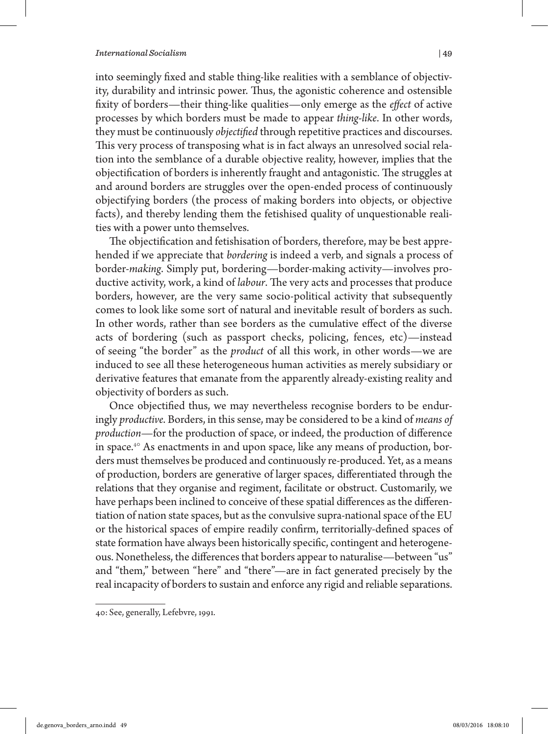into seemingly fixed and stable thing-like realities with a semblance of objectivity, durability and intrinsic power. Thus, the agonistic coherence and ostensible fixity of borders—their thing-like qualities—only emerge as the *effect* of active processes by which borders must be made to appear *thing-like*. In other words, they must be continuously *objectified* through repetitive practices and discourses. This very process of transposing what is in fact always an unresolved social relation into the semblance of a durable objective reality, however, implies that the objectification of borders is inherently fraught and antagonistic. The struggles at and around borders are struggles over the open-ended process of continuously objectifying borders (the process of making borders into objects, or objective facts), and thereby lending them the fetishised quality of unquestionable realities with a power unto themselves.

The objectification and fetishisation of borders, therefore, may be best apprehended if we appreciate that *bordering* is indeed a verb, and signals a process of border-*making*. Simply put, bordering—border-making activity—involves productive activity, work, a kind of *labour*. The very acts and processes that produce borders, however, are the very same socio-political activity that subsequently comes to look like some sort of natural and inevitable result of borders as such. In other words, rather than see borders as the cumulative effect of the diverse acts of bordering (such as passport checks, policing, fences, etc)—instead of seeing "the border" as the *product* of all this work, in other words—we are induced to see all these heterogeneous human activities as merely subsidiary or derivative features that emanate from the apparently already-existing reality and objectivity of borders as such.

Once objectified thus, we may nevertheless recognise borders to be enduringly *productive*. Borders, in this sense, may be considered to be a kind of *means of production*—for the production of space, or indeed, the production of difference in space.[40] As enactments in and upon space, like any means of production, borders must themselves be produced and continuously re-produced. Yet, as a means of production, borders are generative of larger spaces, differentiated through the relations that they organise and regiment, facilitate or obstruct. Customarily, we have perhaps been inclined to conceive of these spatial differences as the differentiation of nation state spaces, but as the convulsive supra-national space of the EU or the historical spaces of empire readily confirm, territorially-defined spaces of state formation have always been historically specific, contingent and heterogeneous. Nonetheless, the differences that borders appear to naturalise—between "us" and "them," between "here" and "there"—are in fact generated precisely by the real incapacity of borders to sustain and enforce any rigid and reliable separations.

40: See, generally, Lefebvre, 1991.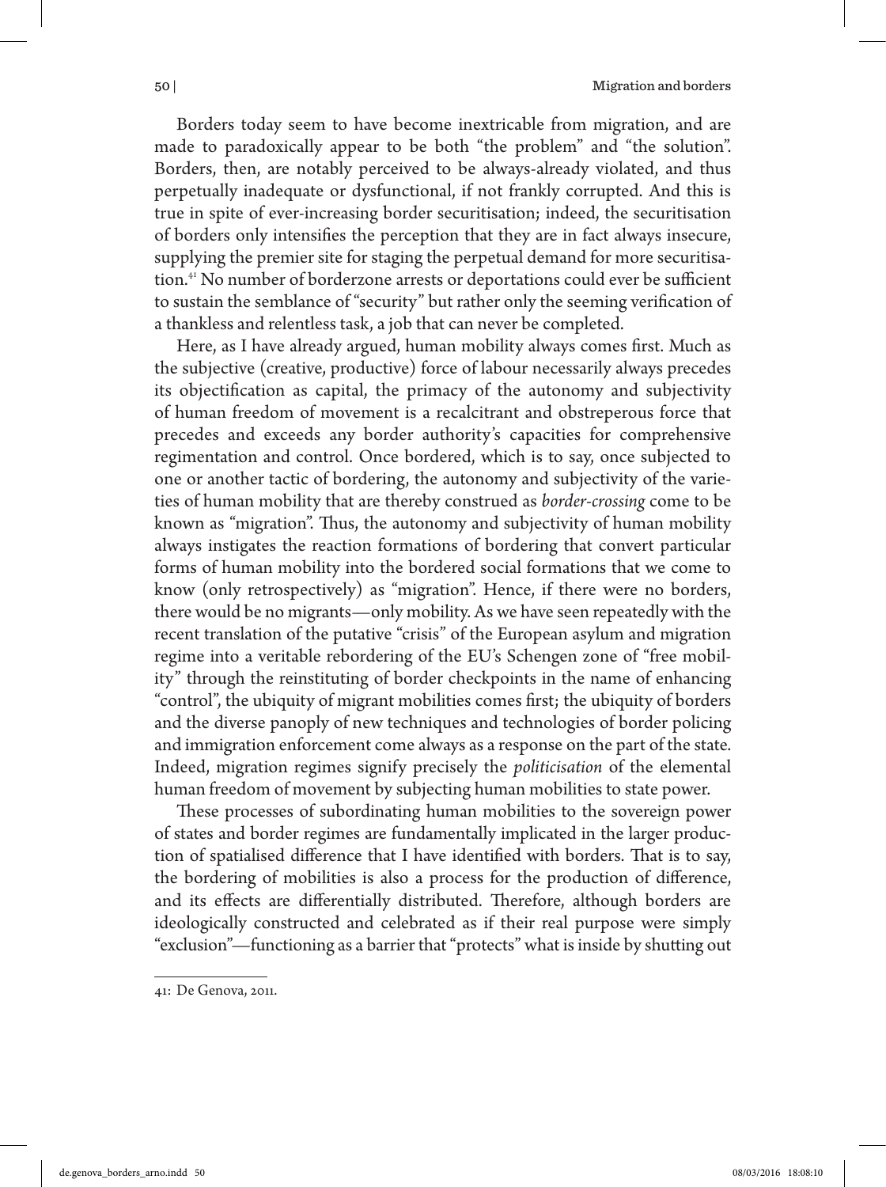Borders today seem to have become inextricable from migration, and are made to paradoxically appear to be both "the problem" and "the solution". Borders, then, are notably perceived to be always-already violated, and thus perpetually inadequate or dysfunctional, if not frankly corrupted. And this is true in spite of ever-increasing border securitisation; indeed, the securitisation of borders only intensifies the perception that they are in fact always insecure, supplying the premier site for staging the perpetual demand for more securitisation.[41] No number of borderzone arrests or deportations could ever be sufficient to sustain the semblance of "security" but rather only the seeming verification of a thankless and relentless task, a job that can never be completed.

Here, as I have already argued, human mobility always comes first. Much as the subjective (creative, productive) force of labour necessarily always precedes its objectification as capital, the primacy of the autonomy and subjectivity of human freedom of movement is a recalcitrant and obstreperous force that precedes and exceeds any border authority's capacities for comprehensive regimentation and control. Once bordered, which is to say, once subjected to one or another tactic of bordering, the autonomy and subjectivity of the varieties of human mobility that are thereby construed as *border-crossing* come to be known as "migration". Thus, the autonomy and subjectivity of human mobility always instigates the reaction formations of bordering that convert particular forms of human mobility into the bordered social formations that we come to know (only retrospectively) as "migration". Hence, if there were no borders, there would be no migrants—only mobility. As we have seen repeatedly with the recent translation of the putative "crisis" of the European asylum and migration regime into a veritable rebordering of the EU's Schengen zone of "free mobility" through the reinstituting of border checkpoints in the name of enhancing "control", the ubiquity of migrant mobilities comes first; the ubiquity of borders and the diverse panoply of new techniques and technologies of border policing and immigration enforcement come always as a response on the part of the state. Indeed, migration regimes signify precisely the *politicisation* of the elemental human freedom of movement by subjecting human mobilities to state power.

These processes of subordinating human mobilities to the sovereign power of states and border regimes are fundamentally implicated in the larger production of spatialised difference that I have identified with borders. That is to say, the bordering of mobilities is also a process for the production of difference, and its effects are differentially distributed. Therefore, although borders are ideologically constructed and celebrated as if their real purpose were simply "exclusion"—functioning as a barrier that "protects" what is inside by shutting out

41: De Genova, 2011.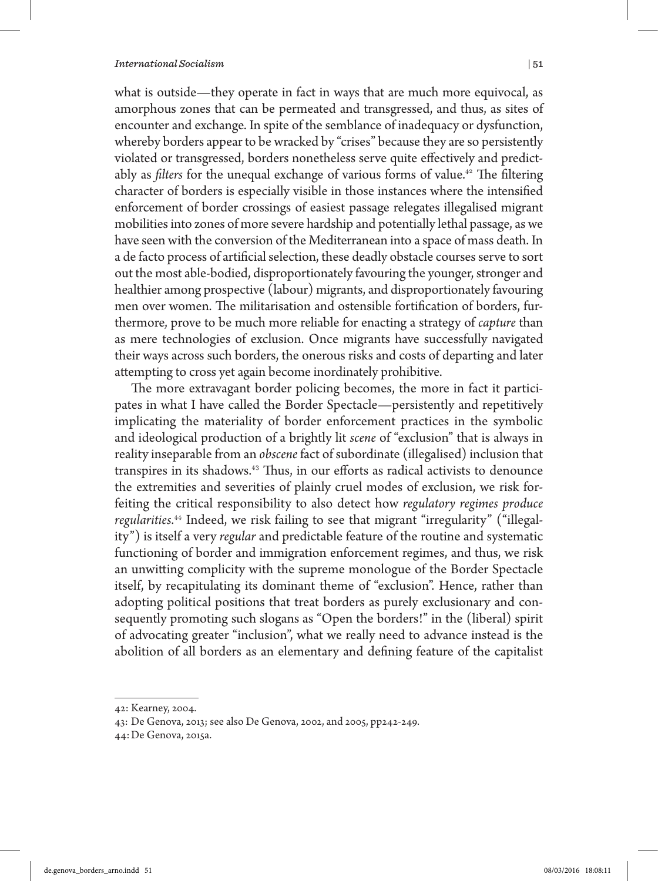what is outside—they operate in fact in ways that are much more equivocal, as amorphous zones that can be permeated and transgressed, and thus, as sites of encounter and exchange. In spite of the semblance of inadequacy or dysfunction, whereby borders appear to be wracked by "crises" because they are so persistently violated or transgressed, borders nonetheless serve quite effectively and predictably as *filters* for the unequal exchange of various forms of value.[42] The filtering character of borders is especially visible in those instances where the intensified enforcement of border crossings of easiest passage relegates illegalised migrant mobilities into zones of more severe hardship and potentially lethal passage, as we have seen with the conversion of the Mediterranean into a space of mass death. In a de facto process of artificial selection, these deadly obstacle courses serve to sort out the most able-bodied, disproportionately favouring the younger, stronger and healthier among prospective (labour) migrants, and disproportionately favouring men over women. The militarisation and ostensible fortification of borders, furthermore, prove to be much more reliable for enacting a strategy of *capture* than as mere technologies of exclusion. Once migrants have successfully navigated their ways across such borders, the onerous risks and costs of departing and later attempting to cross yet again become inordinately prohibitive.

The more extravagant border policing becomes, the more in fact it participates in what I have called the Border Spectacle—persistently and repetitively implicating the materiality of border enforcement practices in the symbolic and ideological production of a brightly lit *scene* of "exclusion" that is always in reality inseparable from an *obscene* fact of subordinate (illegalised) inclusion that transpires in its shadows.[43] Thus, in our efforts as radical activists to denounce the extremities and severities of plainly cruel modes of exclusion, we risk forfeiting the critical responsibility to also detect how *regulatory regimes produce regularities*.[44] Indeed, we risk failing to see that migrant "irregularity" ("illegality") is itself a very *regular* and predictable feature of the routine and systematic functioning of border and immigration enforcement regimes, and thus, we risk an unwitting complicity with the supreme monologue of the Border Spectacle itself, by recapitulating its dominant theme of "exclusion". Hence, rather than adopting political positions that treat borders as purely exclusionary and consequently promoting such slogans as "Open the borders!" in the (liberal) spirit of advocating greater "inclusion", what we really need to advance instead is the abolition of all borders as an elementary and defining feature of the capitalist

---

42: Kearney, 2004.

43: De Genova, 2013; see also De Genova, 2002, and 2005, pp242-249.

44: De Genova, 2015a.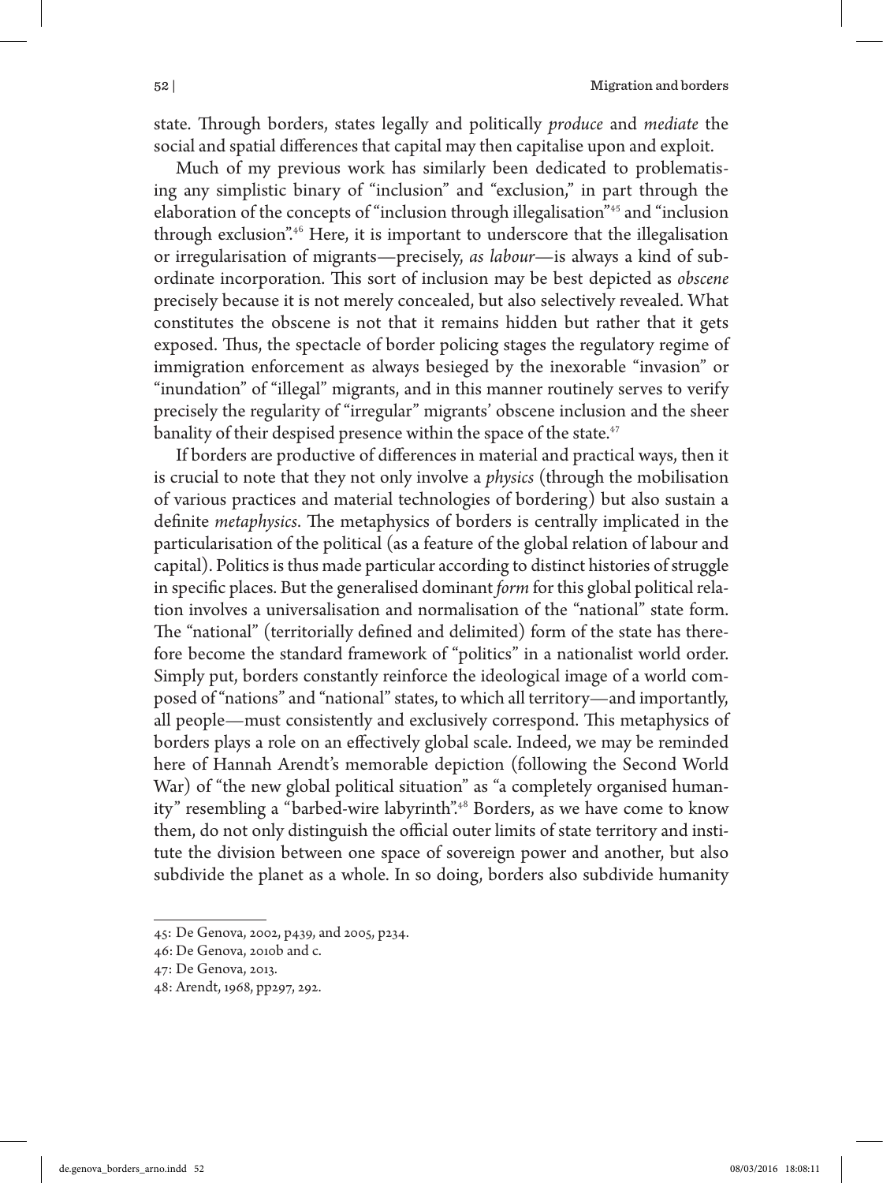state. Through borders, states legally and politically *produce* and *mediate* the social and spatial differences that capital may then capitalise upon and exploit.

Much of my previous work has similarly been dedicated to problematising any simplistic binary of "inclusion" and "exclusion," in part through the elaboration of the concepts of "inclusion through illegalisation"[45] and "inclusion through exclusion".[46] Here, it is important to underscore that the illegalisation or irregularisation of migrants—precisely, *as labour*—is always a kind of subordinate incorporation. This sort of inclusion may be best depicted as *obscene* precisely because it is not merely concealed, but also selectively revealed. What constitutes the obscene is not that it remains hidden but rather that it gets exposed. Thus, the spectacle of border policing stages the regulatory regime of immigration enforcement as always besieged by the inexorable "invasion" or "inundation" of "illegal" migrants, and in this manner routinely serves to verify precisely the regularity of "irregular" migrants' obscene inclusion and the sheer banality of their despised presence within the space of the state.[47]

If borders are productive of differences in material and practical ways, then it is crucial to note that they not only involve a *physics* (through the mobilisation of various practices and material technologies of bordering) but also sustain a definite *metaphysics*. The metaphysics of borders is centrally implicated in the particularisation of the political (as a feature of the global relation of labour and capital). Politics is thus made particular according to distinct histories of struggle in specific places. But the generalised dominant *form* for this global political relation involves a universalisation and normalisation of the "national" state form. The "national" (territorially defined and delimited) form of the state has therefore become the standard framework of "politics" in a nationalist world order. Simply put, borders constantly reinforce the ideological image of a world composed of "nations" and "national" states, to which all territory—and importantly, all people—must consistently and exclusively correspond. This metaphysics of borders plays a role on an effectively global scale. Indeed, we may be reminded here of Hannah Arendt's memorable depiction (following the Second World War) of "the new global political situation" as "a completely organised humanity" resembling a "barbed-wire labyrinth".[48] Borders, as we have come to know them, do not only distinguish the official outer limits of state territory and institute the division between one space of sovereign power and another, but also subdivide the planet as a whole. In so doing, borders also subdivide humanity

---

45: De Genova, 2002, p439, and 2005, p234.

46: De Genova, 2010b and c.

47: De Genova, 2013.

48: Arendt, 1968, pp297, 292.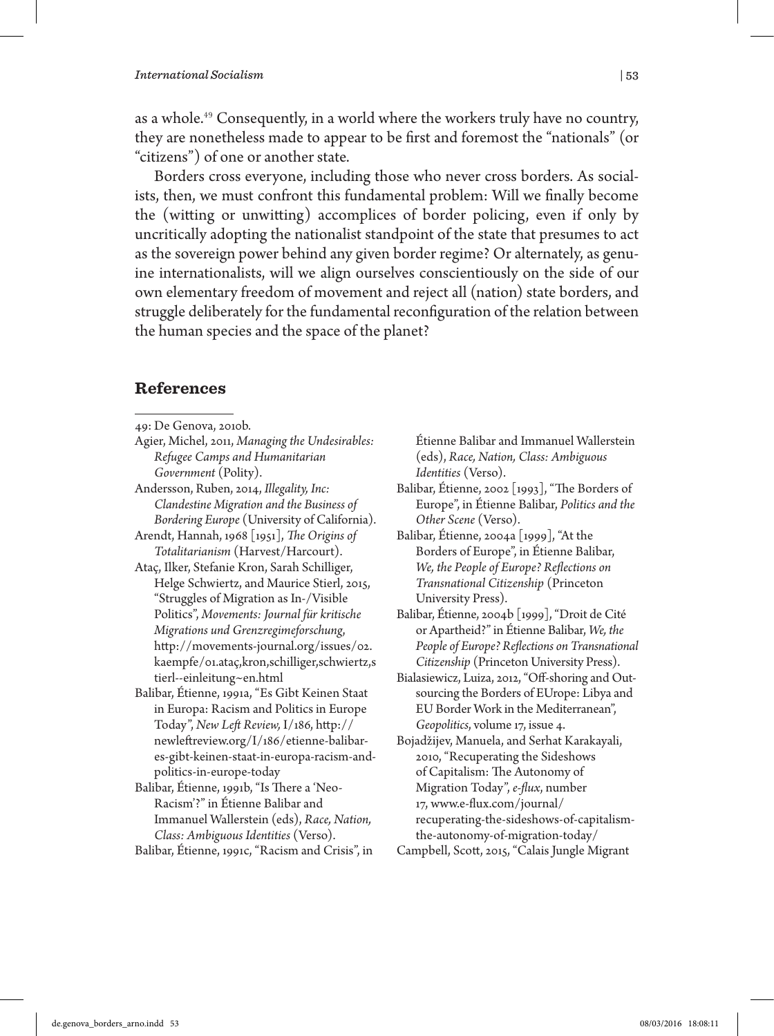as a whole.[49] Consequently, in a world where the workers truly have no country, they are nonetheless made to appear to be first and foremost the "nationals" (or "citizens") of one or another state.

Borders cross everyone, including those who never cross borders. As socialists, then, we must confront this fundamental problem: Will we finally become the (witting or unwitting) accomplices of border policing, even if only by uncritically adopting the nationalist standpoint of the state that presumes to act as the sovereign power behind any given border regime? Or alternately, as genuine internationalists, will we align ourselves conscientiously on the side of our own elementary freedom of movement and reject all (nation) state borders, and struggle deliberately for the fundamental reconfiguration of the relation between the human species and the space of the planet?

## References

49: De Genova, 2010b.

Agier, Michel, 2011, *Managing the Undesirables: Refugee Camps and Humanitarian Government* (Polity).

Andersson, Ruben, 2014, *Illegality, Inc: Clandestine Migration and the Business of Bordering Europe* (University of California).

Arendt, Hannah, 1968 [1951], *The Origins of Totalitarianism* (Harvest/Harcourt).

Ataç, Ilker, Stefanie Kron, Sarah Schilliger, Helge Schwiertz, and Maurice Stierl, 2015, "Struggles of Migration as In-/Visible Politics", *Movements: Journal für kritische Migrations und Grenzregimeforschung*, http://movements-journal.org/issues/02.kaempfe/01.ataç,kron,schilliger,schwiertz,stierl--einleitung~en.html

Balibar, Étienne, 1991a, "Es Gibt Keinen Staat in Europa: Racism and Politics in Europe Today", *New Left Review,* I/186, http://newleftreview.org/I/186/etienne-balibar-es-gibt-keinen-staat-in-europa-racism-and-politics-in-europe-today

Balibar, Étienne, 1991b, "Is There a 'Neo-Racism'?" in Étienne Balibar and Immanuel Wallerstein (eds), *Race, Nation, Class: Ambiguous Identities* (Verso).

Balibar, Étienne, 1991c, "Racism and Crisis", in Étienne Balibar and Immanuel Wallerstein (eds), *Race, Nation, Class: Ambiguous Identities* (Verso).

Balibar, Étienne, 2002 [1993], "The Borders of Europe", in Étienne Balibar, *Politics and the Other Scene* (Verso).

Balibar, Étienne, 2004a [1999], "At the Borders of Europe", in Étienne Balibar, *We, the People of Europe? Reflections on Transnational Citizenship* (Princeton University Press).

Balibar, Étienne, 2004b [1999], "Droit de Cité or Apartheid?" in Étienne Balibar, *We, the People of Europe? Reflections on Transnational Citizenship* (Princeton University Press).

Bialasiewicz, Luiza, 2012, "Off-shoring and Out-sourcing the Borders of EUrope: Libya and EU Border Work in the Mediterranean", *Geopolitics*, volume 17, issue 4.

Bojadžijev, Manuela, and Serhat Karakayali, 2010, "Recuperating the Sideshows of Capitalism: The Autonomy of Migration Today", *e-flux*, number 17, www.e-flux.com/journal/recuperating-the-sideshows-of-capitalism-the-autonomy-of-migration-today/

Campbell, Scott, 2015, "Calais Jungle Migrant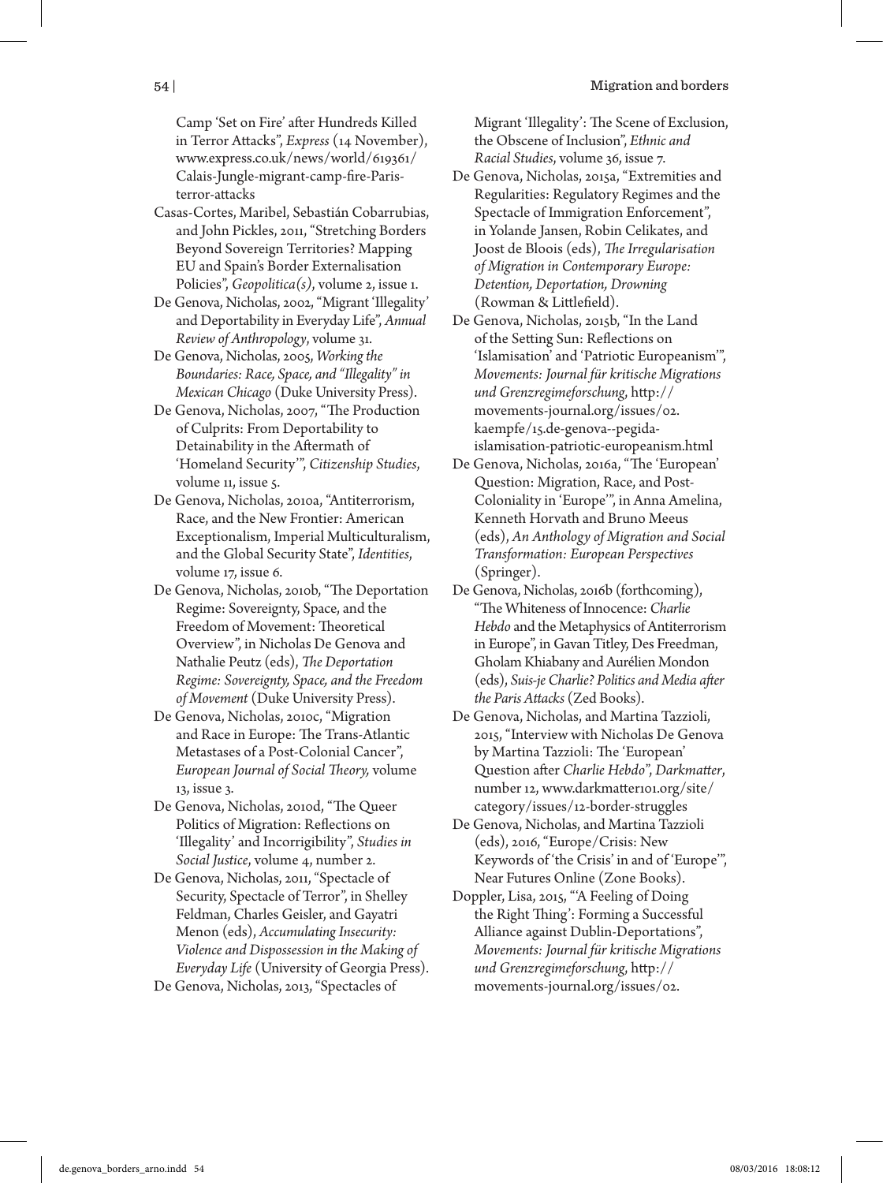Camp 'Set on Fire' after Hundreds Killed in Terror Attacks", *Express* (14 November), www.express.co.uk/news/world/619361/Calais-Jungle-migrant-camp-fire-Paris-terror-attacks

Casas-Cortes, Maribel, Sebastián Cobarrubias, and John Pickles, 2011, "Stretching Borders Beyond Sovereign Territories? Mapping EU and Spain's Border Externalisation Policies", *Geopolitica(s)*, volume 2, issue 1.

De Genova, Nicholas, 2002, "Migrant 'Illegality' and Deportability in Everyday Life", *Annual Review of Anthropology*, volume 31.

De Genova, Nicholas, 2005, *Working the Boundaries: Race, Space, and "Illegality" in Mexican Chicago* (Duke University Press).

De Genova, Nicholas, 2007, "The Production of Culprits: From Deportability to Detainability in the Aftermath of 'Homeland Security'", *Citizenship Studies*, volume 11, issue 5.

De Genova, Nicholas, 2010a, "Antiterrorism, Race, and the New Frontier: American Exceptionalism, Imperial Multiculturalism, and the Global Security State", *Identities*, volume 17, issue 6.

De Genova, Nicholas, 2010b, "The Deportation Regime: Sovereignty, Space, and the Freedom of Movement: Theoretical Overview", in Nicholas De Genova and Nathalie Peutz (eds), *The Deportation Regime: Sovereignty, Space, and the Freedom of Movement* (Duke University Press).

De Genova, Nicholas, 2010c, "Migration and Race in Europe: The Trans-Atlantic Metastases of a Post-Colonial Cancer", *European Journal of Social Theory,* volume 13, issue 3.

De Genova, Nicholas, 2010d, "The Queer Politics of Migration: Reflections on 'Illegality' and Incorrigibility", *Studies in Social Justice*, volume 4, number 2.

De Genova, Nicholas, 2011, "Spectacle of Security, Spectacle of Terror", in Shelley Feldman, Charles Geisler, and Gayatri Menon (eds), *Accumulating Insecurity: Violence and Dispossession in the Making of Everyday Life* (University of Georgia Press).

De Genova, Nicholas, 2013, "Spectacles of Migrant 'Illegality': The Scene of Exclusion, the Obscene of Inclusion", *Ethnic and Racial Studies*, volume 36, issue 7.

De Genova, Nicholas, 2015a, "Extremities and Regularities: Regulatory Regimes and the Spectacle of Immigration Enforcement", in Yolande Jansen, Robin Celikates, and Joost de Bloois (eds), *The Irregularisation of Migration in Contemporary Europe: Detention, Deportation, Drowning* (Rowman & Littlefield).

De Genova, Nicholas, 2015b, "In the Land of the Setting Sun: Reflections on 'Islamisation' and 'Patriotic Europeanism'", *Movements: Journal für kritische Migrations und Grenzregimeforschung*, http://movements-journal.org/issues/02.kaempfe/15.de-genova--pegida-islamisation-patriotic-europeanism.html

De Genova, Nicholas, 2016a, "The 'European' Question: Migration, Race, and Post-Coloniality in 'Europe'", in Anna Amelina, Kenneth Horvath and Bruno Meeus (eds), *An Anthology of Migration and Social Transformation: European Perspectives* (Springer).

De Genova, Nicholas, 2016b (forthcoming), "The Whiteness of Innocence: *Charlie Hebdo* and the Metaphysics of Antiterrorism in Europe", in Gavan Titley, Des Freedman, Gholam Khiabany and Aurélien Mondon (eds), *Suis-je Charlie? Politics and Media after the Paris Attacks* (Zed Books).

De Genova, Nicholas, and Martina Tazzioli, 2015, "Interview with Nicholas De Genova by Martina Tazzioli: The 'European' Question after *Charlie Hebdo*", *Darkmatter*, number 12, www.darkmatter101.org/site/category/issues/12-border-struggles

De Genova, Nicholas, and Martina Tazzioli (eds), 2016, "Europe/Crisis: New Keywords of 'the Crisis' in and of 'Europe'", Near Futures Online (Zone Books).

Doppler, Lisa, 2015, "'A Feeling of Doing the Right Thing': Forming a Successful Alliance against Dublin-Deportations", *Movements: Journal für kritische Migrations und Grenzregimeforschung*, http://movements-journal.org/issues/02.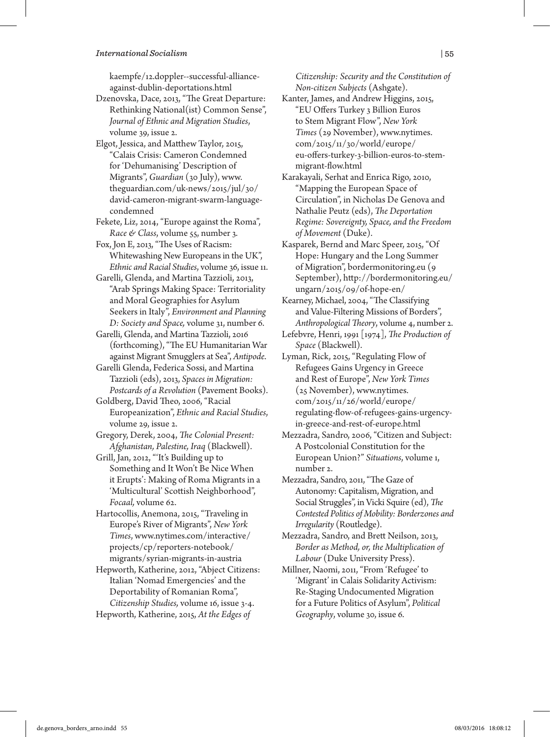kaempfe/12.doppler--successful-alliance-against-dublin-deportations.html

Dzenovska, Dace, 2013, "The Great Departure: Rethinking National(ist) Common Sense", *Journal of Ethnic and Migration Studies*, volume 39, issue 2.

Elgot, Jessica, and Matthew Taylor, 2015, "Calais Crisis: Cameron Condemned for 'Dehumanising' Description of Migrants", *Guardian* (30 July), www.theguardian.com/uk-news/2015/jul/30/david-cameron-migrant-swarm-language-condemned

Fekete, Liz, 2014, "Europe against the Roma", *Race & Class*, volume 55, number 3.

Fox, Jon E, 2013, "The Uses of Racism: Whitewashing New Europeans in the UK", *Ethnic and Racial Studies*, volume 36, issue 11.

Garelli, Glenda, and Martina Tazzioli, 2013, "Arab Springs Making Space: Territoriality and Moral Geographies for Asylum Seekers in Italy", *Environment and Planning D: Society and Space,* volume 31, number 6.

Garelli, Glenda, and Martina Tazzioli, 2016 (forthcoming), "The EU Humanitarian War against Migrant Smugglers at Sea", *Antipode.*

Garelli Glenda, Federica Sossi, and Martina Tazzioli (eds), 2013, *Spaces in Migration: Postcards of a Revolution* (Pavement Books).

Goldberg, David Theo, 2006, "Racial Europeanization", *Ethnic and Racial Studies*, volume 29, issue 2.

Gregory, Derek, 2004, *The Colonial Present: Afghanistan, Palestine, Iraq* (Blackwell).

Grill, Jan, 2012, "'It's Building up to Something and It Won't Be Nice When it Erupts': Making of Roma Migrants in a 'Multicultural' Scottish Neighborhood", *Focaal,* volume 62.

Hartocollis, Anemona, 2015, "Traveling in Europe's River of Migrants", *New York Times*, www.nytimes.com/interactive/projects/cp/reporters-notebook/migrants/syrian-migrants-in-austria

Hepworth, Katherine, 2012, "Abject Citizens: Italian 'Nomad Emergencies' and the Deportability of Romanian Roma", *Citizenship Studies,* volume 16, issue 3-4.

Hepworth, Katherine, 2015, *At the Edges of Citizenship: Security and the Constitution of Non-citizen Subjects* (Ashgate).

Kanter, James, and Andrew Higgins, 2015, "EU Offers Turkey 3 Billion Euros to Stem Migrant Flow", *New York Times* (29 November), www.nytimes.com/2015/11/30/world/europe/eu-offers-turkey-3-billion-euros-to-stem-migrant-flow.html

Karakayali, Serhat and Enrica Rigo, 2010, "Mapping the European Space of Circulation", in Nicholas De Genova and Nathalie Peutz (eds), *The Deportation Regime: Sovereignty, Space, and the Freedom of Movement* (Duke).

Kasparek, Bernd and Marc Speer, 2015, "Of Hope: Hungary and the Long Summer of Migration", bordermonitoring.eu (9 September), http://bordermonitoring.eu/ungarn/2015/09/of-hope-en/

Kearney, Michael, 2004, "The Classifying and Value-Filtering Missions of Borders", *Anthropological Theory*, volume 4, number 2.

Lefebvre, Henri, 1991 [1974], *The Production of Space* (Blackwell).

Lyman, Rick, 2015, "Regulating Flow of Refugees Gains Urgency in Greece and Rest of Europe", *New York Times* (25 November), www.nytimes.com/2015/11/26/world/europe/regulating-flow-of-refugees-gains-urgency-in-greece-and-rest-of-europe.html

Mezzadra, Sandro, 2006, "Citizen and Subject: A Postcolonial Constitution for the European Union?" *Situations*, volume 1, number 2.

Mezzadra, Sandro, 2011, "The Gaze of Autonomy: Capitalism, Migration, and Social Struggles", in Vicki Squire (ed), *The Contested Politics of Mobility: Borderzones and Irregularity* (Routledge).

Mezzadra, Sandro, and Brett Neilson, 2013, *Border as Method, or, the Multiplication of Labour* (Duke University Press).

Millner, Naomi, 2011, "From 'Refugee' to 'Migrant' in Calais Solidarity Activism: Re-Staging Undocumented Migration for a Future Politics of Asylum", *Political Geography*, volume 30, issue 6.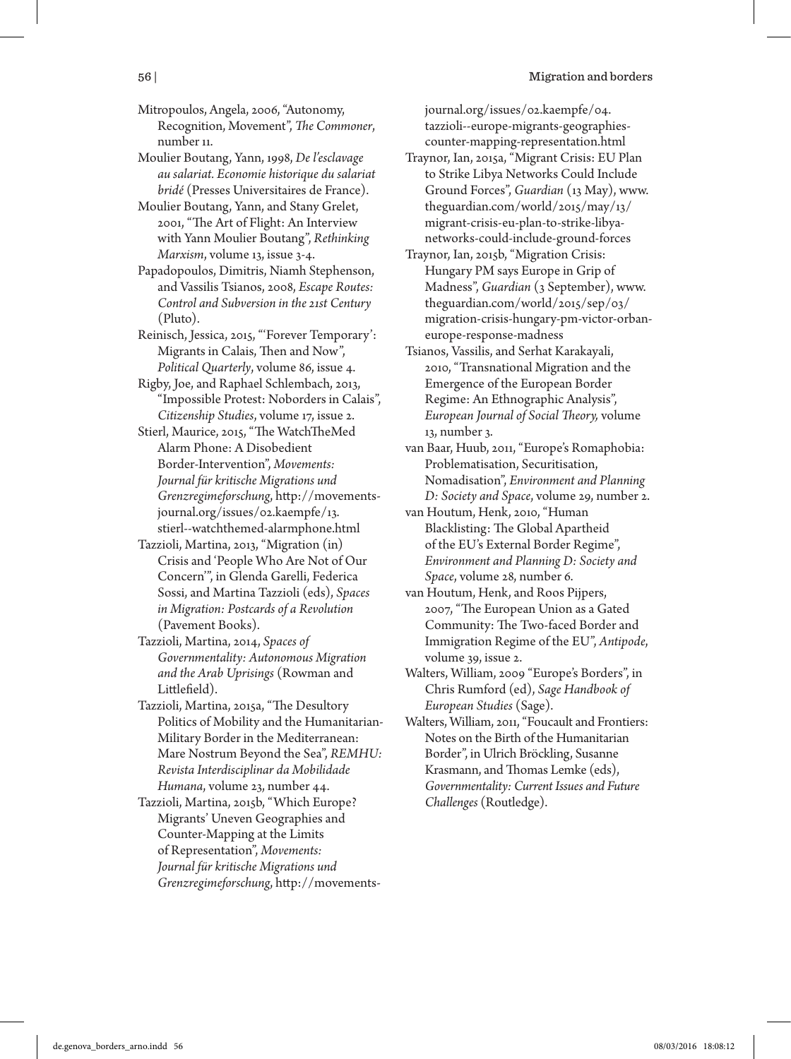Mitropoulos, Angela, 2006, "Autonomy, Recognition, Movement", *The Commoner*, number 11.

Moulier Boutang, Yann, 1998, *De l'esclavage au salariat. Economie historique du salariat bridé* (Presses Universitaires de France).

Moulier Boutang, Yann, and Stany Grelet, 2001, "The Art of Flight: An Interview with Yann Moulier Boutang", *Rethinking Marxism*, volume 13, issue 3-4.

Papadopoulos, Dimitris, Niamh Stephenson, and Vassilis Tsianos, 2008, *Escape Routes: Control and Subversion in the 21st Century* (Pluto).

Reinisch, Jessica, 2015, "'Forever Temporary': Migrants in Calais, Then and Now", *Political Quarterly*, volume 86, issue 4.

Rigby, Joe, and Raphael Schlembach, 2013, "Impossible Protest: Noborders in Calais", *Citizenship Studies*, volume 17, issue 2.

Stierl, Maurice, 2015, "The WatchTheMed Alarm Phone: A Disobedient Border-Intervention", *Movements: Journal für kritische Migrations und Grenzregimeforschung*, http://movements-journal.org/issues/02.kaempfe/13.stierl--watchthemed-alarmphone.html

Tazzioli, Martina, 2013, "Migration (in) Crisis and 'People Who Are Not of Our Concern'", in Glenda Garelli, Federica Sossi, and Martina Tazzioli (eds), *Spaces in Migration: Postcards of a Revolution* (Pavement Books).

Tazzioli, Martina, 2014, *Spaces of Governmentality: Autonomous Migration and the Arab Uprisings* (Rowman and Littlefield).

Tazzioli, Martina, 2015a, "The Desultory Politics of Mobility and the Humanitarian-Military Border in the Mediterranean: Mare Nostrum Beyond the Sea", *REMHU: Revista Interdisciplinar da Mobilidade Humana*, volume 23, number 44.

Tazzioli, Martina, 2015b, "Which Europe? Migrants' Uneven Geographies and Counter-Mapping at the Limits of Representation", *Movements: Journal für kritische Migrations und Grenzregimeforschung*, http://movements-journal.org/issues/02.kaempfe/04.tazzioli--europe-migrants-geographies-counter-mapping-representation.html

Traynor, Ian, 2015a, "Migrant Crisis: EU Plan to Strike Libya Networks Could Include Ground Forces", *Guardian* (13 May), www.theguardian.com/world/2015/may/13/migrant-crisis-eu-plan-to-strike-libya-networks-could-include-ground-forces

Traynor, Ian, 2015b, "Migration Crisis: Hungary PM says Europe in Grip of Madness", *Guardian* (3 September), www.theguardian.com/world/2015/sep/03/migration-crisis-hungary-pm-victor-orban-europe-response-madness

Tsianos, Vassilis, and Serhat Karakayali, 2010, "Transnational Migration and the Emergence of the European Border Regime: An Ethnographic Analysis", *European Journal of Social Theory,* volume 13, number 3.

van Baar, Huub, 2011, "Europe's Romaphobia: Problematisation, Securitisation, Nomadisation", *Environment and Planning D: Society and Space*, volume 29, number 2.

van Houtum, Henk, 2010, "Human Blacklisting: The Global Apartheid of the EU's External Border Regime", *Environment and Planning D: Society and Space*, volume 28, number 6.

van Houtum, Henk, and Roos Pijpers, 2007, "The European Union as a Gated Community: The Two-faced Border and Immigration Regime of the EU", *Antipode*, volume 39, issue 2.

Walters, William, 2009 "Europe's Borders", in Chris Rumford (ed), *Sage Handbook of European Studies* (Sage).

Walters, William, 2011, "Foucault and Frontiers: Notes on the Birth of the Humanitarian Border", in Ulrich Bröckling, Susanne Krasmann, and Thomas Lemke (eds), *Governmentality: Current Issues and Future Challenges* (Routledge).